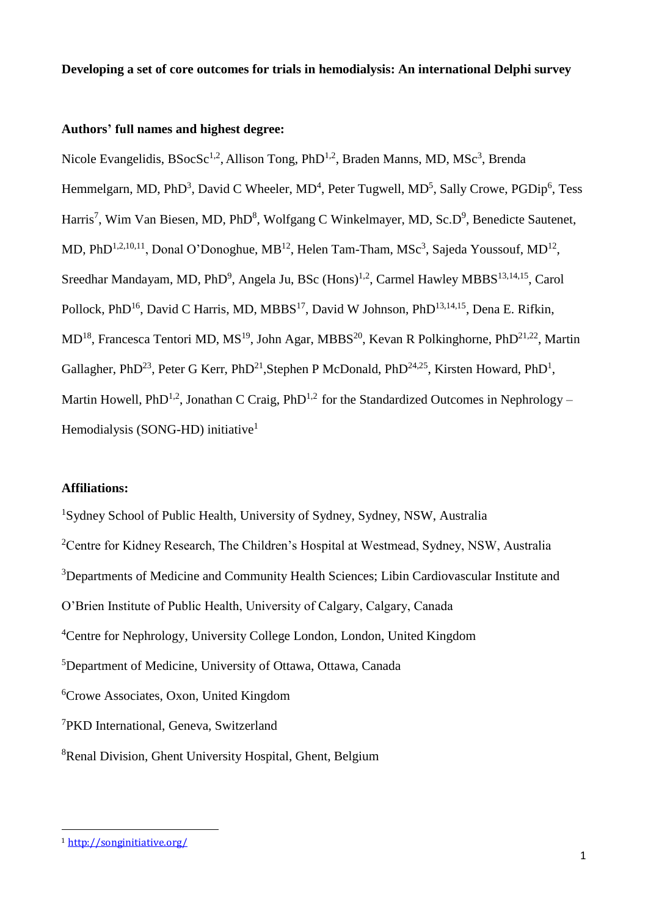**Developing a set of core outcomes for trials in hemodialysis: An international Delphi survey**

**Authors' full names and highest degree:**

Nicole Evangelidis, BSocSc[1,2], Allison Tong, PhD[1,2], Braden Manns, MD, MSc[3], Brenda Hemmelgarn, MD, PhD[3], David C Wheeler, MD[4], Peter Tugwell, MD[5], Sally Crowe, PGDip[6], Tess Harris[7], Wim Van Biesen, MD, PhD[8], Wolfgang C Winkelmayer, MD, Sc.D[9], Benedicte Sautenet, MD, PhD[1,2,10,11], Donal O'Donoghue, MB[12], Helen Tam-Tham, MSc[3], Sajeda Youssouf, MD[12], Sreedhar Mandayam, MD, PhD[9], Angela Ju, BSc (Hons)[1,2], Carmel Hawley MBBS[13,14,15], Carol Pollock, PhD[16], David C Harris, MD, MBBS[17], David W Johnson, PhD[13,14,15], Dena E. Rifkin, MD[18], Francesca Tentori MD, MS[19], John Agar, MBBS[20], Kevan R Polkinghorne, PhD[21,22], Martin Gallagher, PhD[23], Peter G Kerr, PhD[21], Stephen P McDonald, PhD[24,25], Kirsten Howard, PhD[1], Martin Howell, PhD[1,2], Jonathan C Craig, PhD[1,2] for the Standardized Outcomes in Nephrology – Hemodialysis (SONG-HD) initiative[1]

**Affiliations:**

[1]Sydney School of Public Health, University of Sydney, Sydney, NSW, Australia

[2]Centre for Kidney Research, The Children's Hospital at Westmead, Sydney, NSW, Australia

[3]Departments of Medicine and Community Health Sciences; Libin Cardiovascular Institute and O'Brien Institute of Public Health, University of Calgary, Calgary, Canada

[4]Centre for Nephrology, University College London, London, United Kingdom

[5]Department of Medicine, University of Ottawa, Ottawa, Canada

[6]Crowe Associates, Oxon, United Kingdom

[7]PKD International, Geneva, Switzerland

[8]Renal Division, Ghent University Hospital, Ghent, Belgium

---

[1] http://songinitiative.org/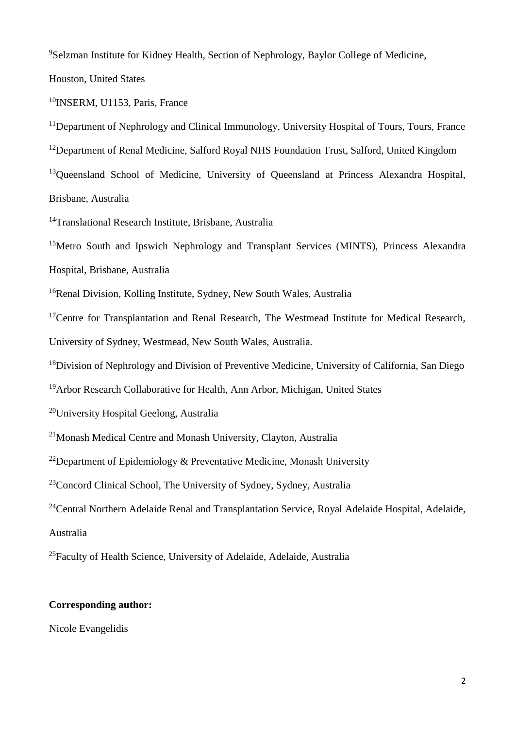[9]Selzman Institute for Kidney Health, Section of Nephrology, Baylor College of Medicine, Houston, United States

[10]INSERM, U1153, Paris, France

[11]Department of Nephrology and Clinical Immunology, University Hospital of Tours, Tours, France

[12]Department of Renal Medicine, Salford Royal NHS Foundation Trust, Salford, United Kingdom

[13]Queensland School of Medicine, University of Queensland at Princess Alexandra Hospital, Brisbane, Australia

[14]Translational Research Institute, Brisbane, Australia

[15]Metro South and Ipswich Nephrology and Transplant Services (MINTS), Princess Alexandra Hospital, Brisbane, Australia

[16]Renal Division, Kolling Institute, Sydney, New South Wales, Australia

[17]Centre for Transplantation and Renal Research, The Westmead Institute for Medical Research, University of Sydney, Westmead, New South Wales, Australia.

[18]Division of Nephrology and Division of Preventive Medicine, University of California, San Diego

[19]Arbor Research Collaborative for Health, Ann Arbor, Michigan, United States

[20]University Hospital Geelong, Australia

[21]Monash Medical Centre and Monash University, Clayton, Australia

[22]Department of Epidemiology & Preventative Medicine, Monash University

[23]Concord Clinical School, The University of Sydney, Sydney, Australia

[24]Central Northern Adelaide Renal and Transplantation Service, Royal Adelaide Hospital, Adelaide, Australia

[25]Faculty of Health Science, University of Adelaide, Adelaide, Australia

**Corresponding author:**

Nicole Evangelidis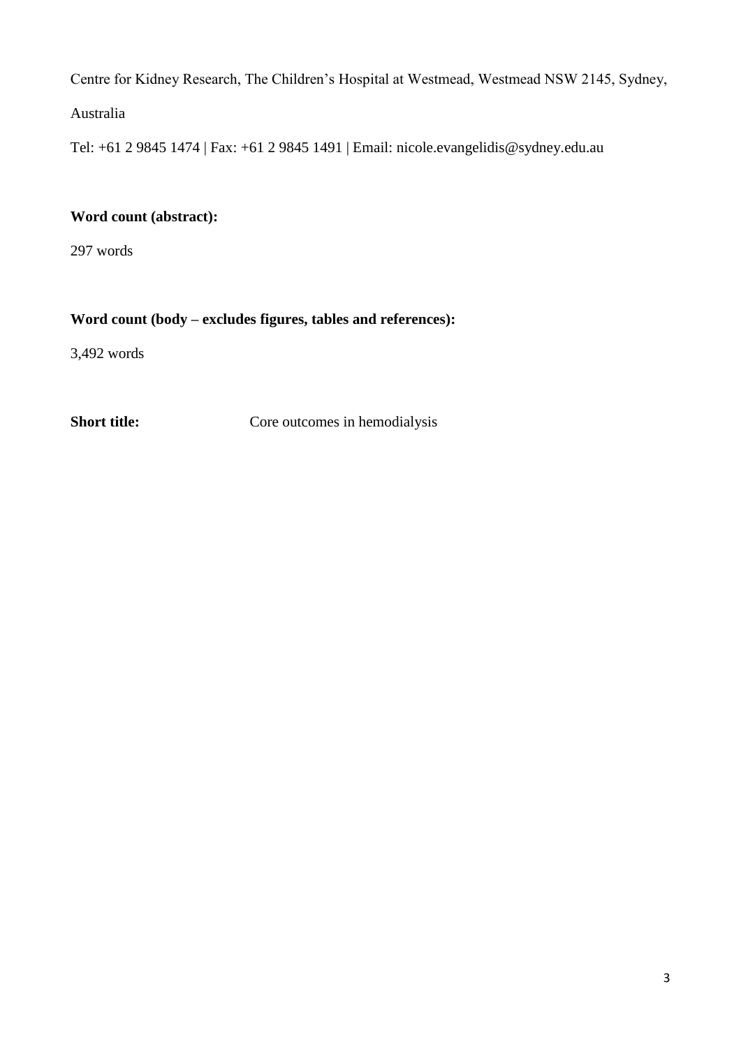Centre for Kidney Research, The Children's Hospital at Westmead, Westmead NSW 2145, Sydney, Australia

Tel: +61 2 9845 1474 | Fax: +61 2 9845 1491 | Email: nicole.evangelidis@sydney.edu.au

**Word count (abstract):**

297 words

**Word count (body – excludes figures, tables and references):**

3,492 words

**Short title:** Core outcomes in hemodialysis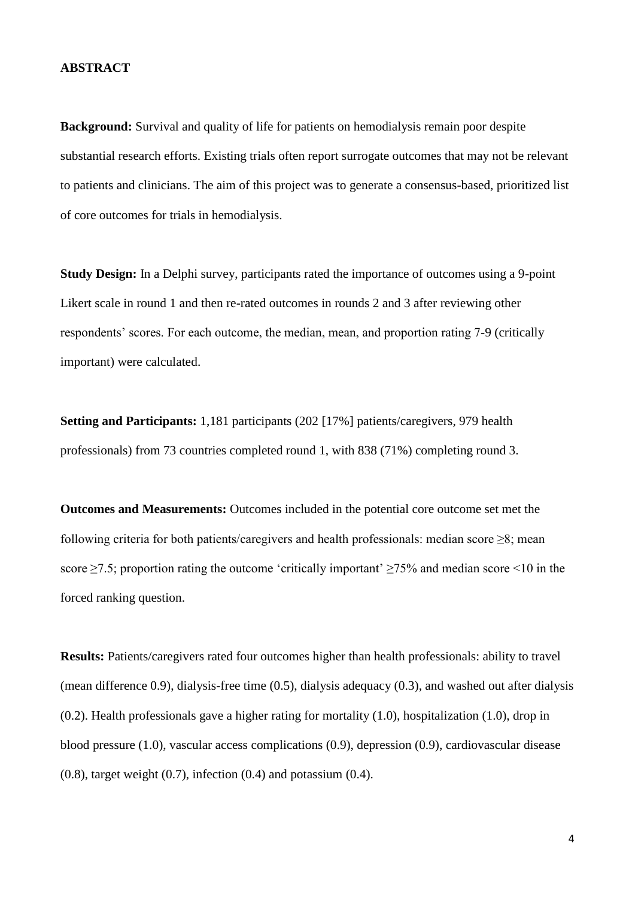## ABSTRACT

**Background:** Survival and quality of life for patients on hemodialysis remain poor despite substantial research efforts. Existing trials often report surrogate outcomes that may not be relevant to patients and clinicians. The aim of this project was to generate a consensus-based, prioritized list of core outcomes for trials in hemodialysis.

**Study Design:** In a Delphi survey, participants rated the importance of outcomes using a 9-point Likert scale in round 1 and then re-rated outcomes in rounds 2 and 3 after reviewing other respondents' scores. For each outcome, the median, mean, and proportion rating 7-9 (critically important) were calculated.

**Setting and Participants:** 1,181 participants (202 [17%] patients/caregivers, 979 health professionals) from 73 countries completed round 1, with 838 (71%) completing round 3.

**Outcomes and Measurements:** Outcomes included in the potential core outcome set met the following criteria for both patients/caregivers and health professionals: median score ≥8; mean score ≥7.5; proportion rating the outcome 'critically important' ≥75% and median score <10 in the forced ranking question.

**Results:** Patients/caregivers rated four outcomes higher than health professionals: ability to travel (mean difference 0.9), dialysis-free time (0.5), dialysis adequacy (0.3), and washed out after dialysis (0.2). Health professionals gave a higher rating for mortality (1.0), hospitalization (1.0), drop in blood pressure (1.0), vascular access complications (0.9), depression (0.9), cardiovascular disease (0.8), target weight (0.7), infection (0.4) and potassium (0.4).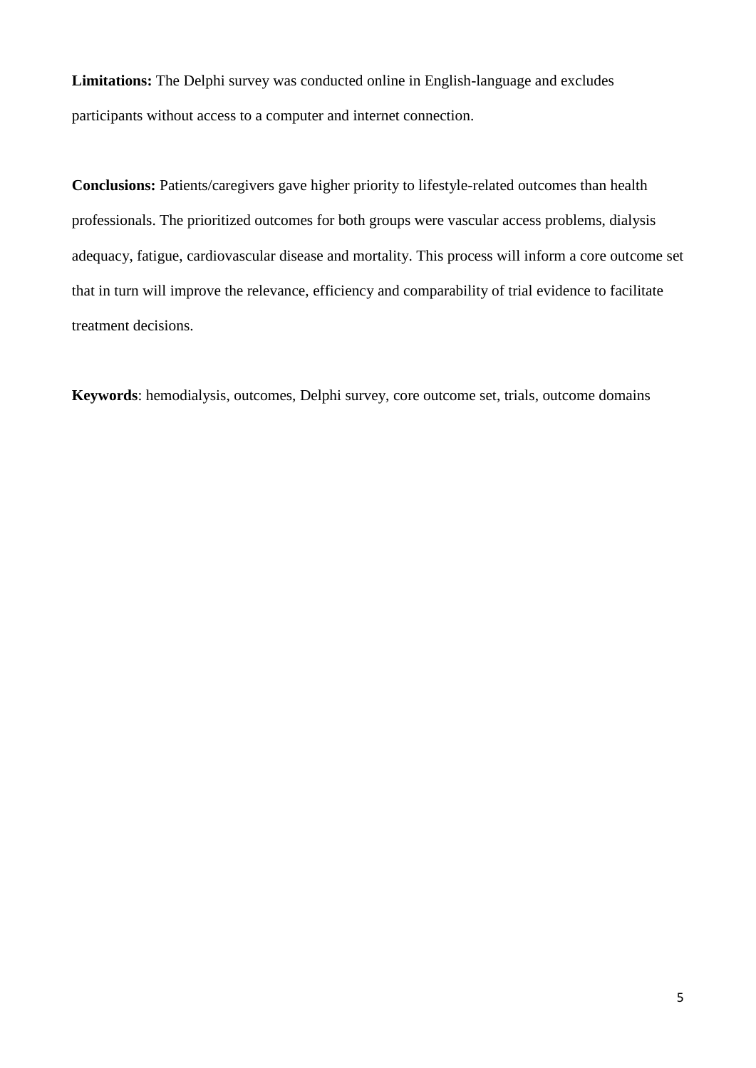**Limitations:** The Delphi survey was conducted online in English-language and excludes participants without access to a computer and internet connection.

**Conclusions:** Patients/caregivers gave higher priority to lifestyle-related outcomes than health professionals. The prioritized outcomes for both groups were vascular access problems, dialysis adequacy, fatigue, cardiovascular disease and mortality. This process will inform a core outcome set that in turn will improve the relevance, efficiency and comparability of trial evidence to facilitate treatment decisions.

**Keywords**: hemodialysis, outcomes, Delphi survey, core outcome set, trials, outcome domains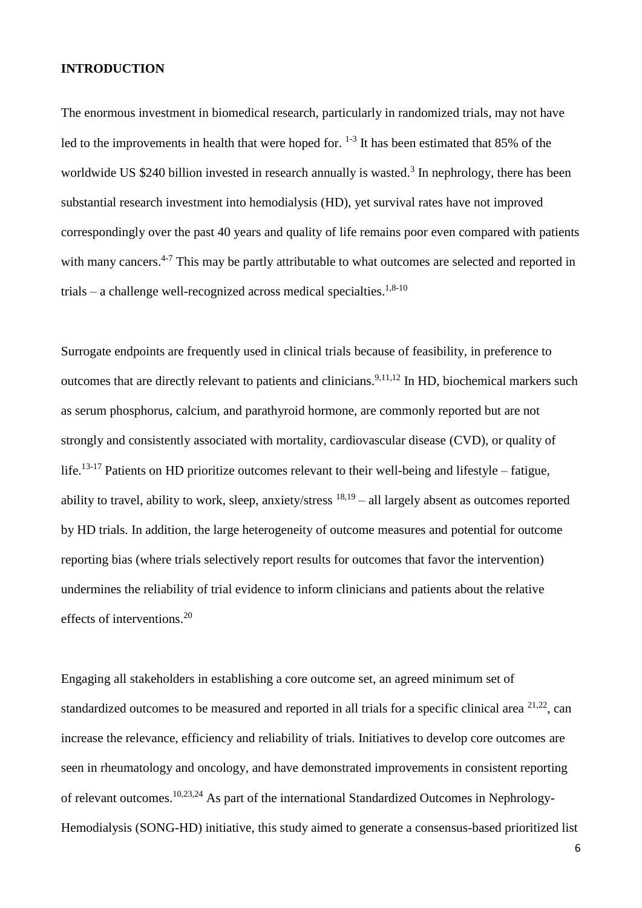## INTRODUCTION

The enormous investment in biomedical research, particularly in randomized trials, may not have led to the improvements in health that were hoped for. [1-3] It has been estimated that 85% of the worldwide US $240 billion invested in research annually is wasted.[3] In nephrology, there has been substantial research investment into hemodialysis (HD), yet survival rates have not improved correspondingly over the past 40 years and quality of life remains poor even compared with patients with many cancers.[4-7] This may be partly attributable to what outcomes are selected and reported in trials – a challenge well-recognized across medical specialties.[1,8-10]

Surrogate endpoints are frequently used in clinical trials because of feasibility, in preference to outcomes that are directly relevant to patients and clinicians.[9,11,12] In HD, biochemical markers such as serum phosphorus, calcium, and parathyroid hormone, are commonly reported but are not strongly and consistently associated with mortality, cardiovascular disease (CVD), or quality of life.[13-17] Patients on HD prioritize outcomes relevant to their well-being and lifestyle – fatigue, ability to travel, ability to work, sleep, anxiety/stress [18,19] – all largely absent as outcomes reported by HD trials. In addition, the large heterogeneity of outcome measures and potential for outcome reporting bias (where trials selectively report results for outcomes that favor the intervention) undermines the reliability of trial evidence to inform clinicians and patients about the relative effects of interventions.[20]

Engaging all stakeholders in establishing a core outcome set, an agreed minimum set of standardized outcomes to be measured and reported in all trials for a specific clinical area [21,22], can increase the relevance, efficiency and reliability of trials. Initiatives to develop core outcomes are seen in rheumatology and oncology, and have demonstrated improvements in consistent reporting of relevant outcomes.[10,23,24] As part of the international Standardized Outcomes in Nephrology-Hemodialysis (SONG-HD) initiative, this study aimed to generate a consensus-based prioritized list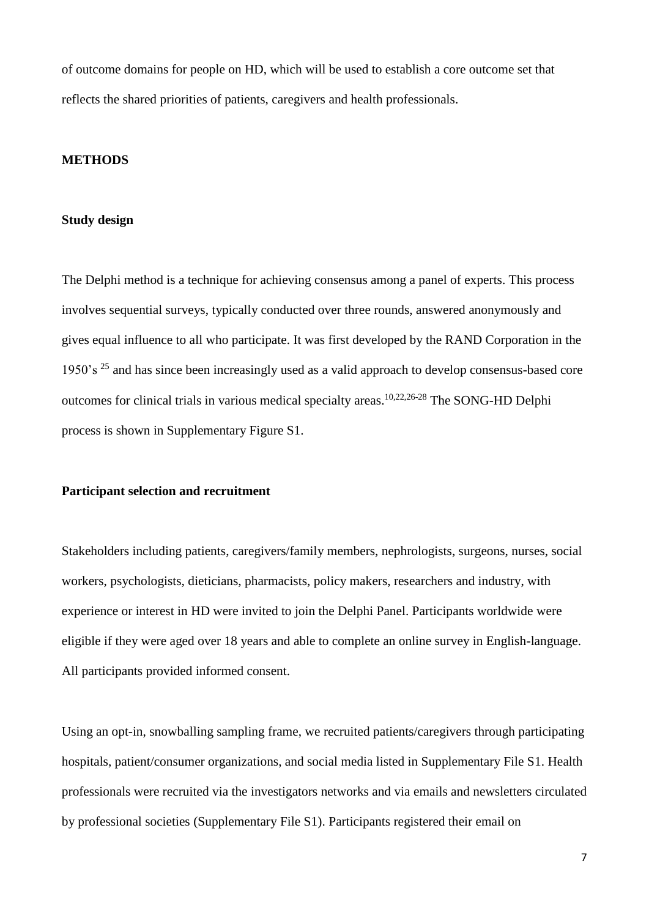of outcome domains for people on HD, which will be used to establish a core outcome set that reflects the shared priorities of patients, caregivers and health professionals.

## METHODS

### Study design

The Delphi method is a technique for achieving consensus among a panel of experts. This process involves sequential surveys, typically conducted over three rounds, answered anonymously and gives equal influence to all who participate. It was first developed by the RAND Corporation in the 1950's [25] and has since been increasingly used as a valid approach to develop consensus-based core outcomes for clinical trials in various medical specialty areas.[10,22,26-28] The SONG-HD Delphi process is shown in Supplementary Figure S1.

### Participant selection and recruitment

Stakeholders including patients, caregivers/family members, nephrologists, surgeons, nurses, social workers, psychologists, dieticians, pharmacists, policy makers, researchers and industry, with experience or interest in HD were invited to join the Delphi Panel. Participants worldwide were eligible if they were aged over 18 years and able to complete an online survey in English-language. All participants provided informed consent.

Using an opt-in, snowballing sampling frame, we recruited patients/caregivers through participating hospitals, patient/consumer organizations, and social media listed in Supplementary File S1. Health professionals were recruited via the investigators networks and via emails and newsletters circulated by professional societies (Supplementary File S1). Participants registered their email on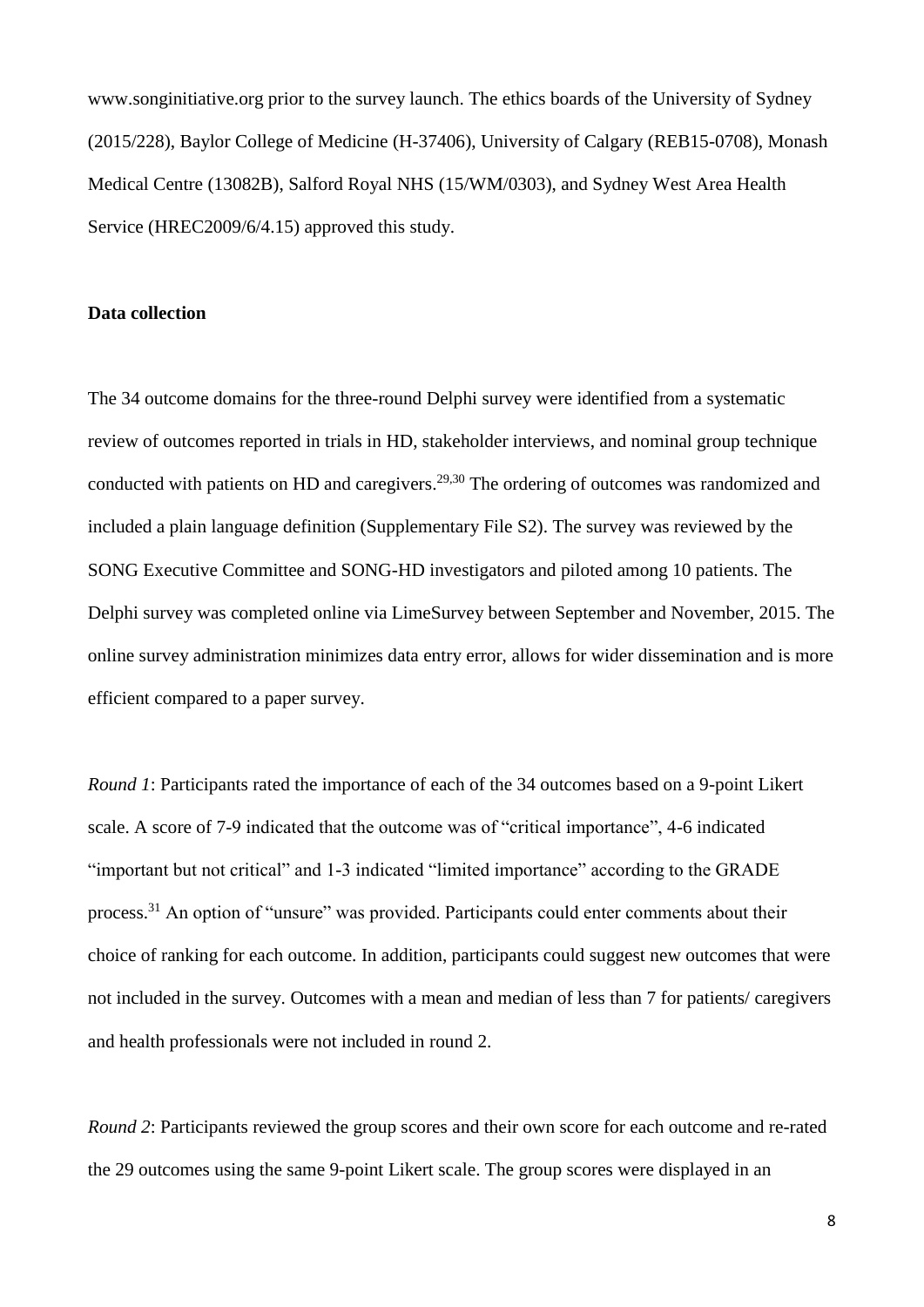www.songinitiative.org prior to the survey launch. The ethics boards of the University of Sydney (2015/228), Baylor College of Medicine (H-37406), University of Calgary (REB15-0708), Monash Medical Centre (13082B), Salford Royal NHS (15/WM/0303), and Sydney West Area Health Service (HREC2009/6/4.15) approved this study.

**Data collection**

The 34 outcome domains for the three-round Delphi survey were identified from a systematic review of outcomes reported in trials in HD, stakeholder interviews, and nominal group technique conducted with patients on HD and caregivers.[29,30] The ordering of outcomes was randomized and included a plain language definition (Supplementary File S2). The survey was reviewed by the SONG Executive Committee and SONG-HD investigators and piloted among 10 patients. The Delphi survey was completed online via LimeSurvey between September and November, 2015. The online survey administration minimizes data entry error, allows for wider dissemination and is more efficient compared to a paper survey.

*Round 1*: Participants rated the importance of each of the 34 outcomes based on a 9-point Likert scale. A score of 7-9 indicated that the outcome was of "critical importance", 4-6 indicated "important but not critical" and 1-3 indicated "limited importance" according to the GRADE process.[31] An option of "unsure" was provided. Participants could enter comments about their choice of ranking for each outcome. In addition, participants could suggest new outcomes that were not included in the survey. Outcomes with a mean and median of less than 7 for patients/ caregivers and health professionals were not included in round 2.

*Round 2*: Participants reviewed the group scores and their own score for each outcome and re-rated the 29 outcomes using the same 9-point Likert scale. The group scores were displayed in an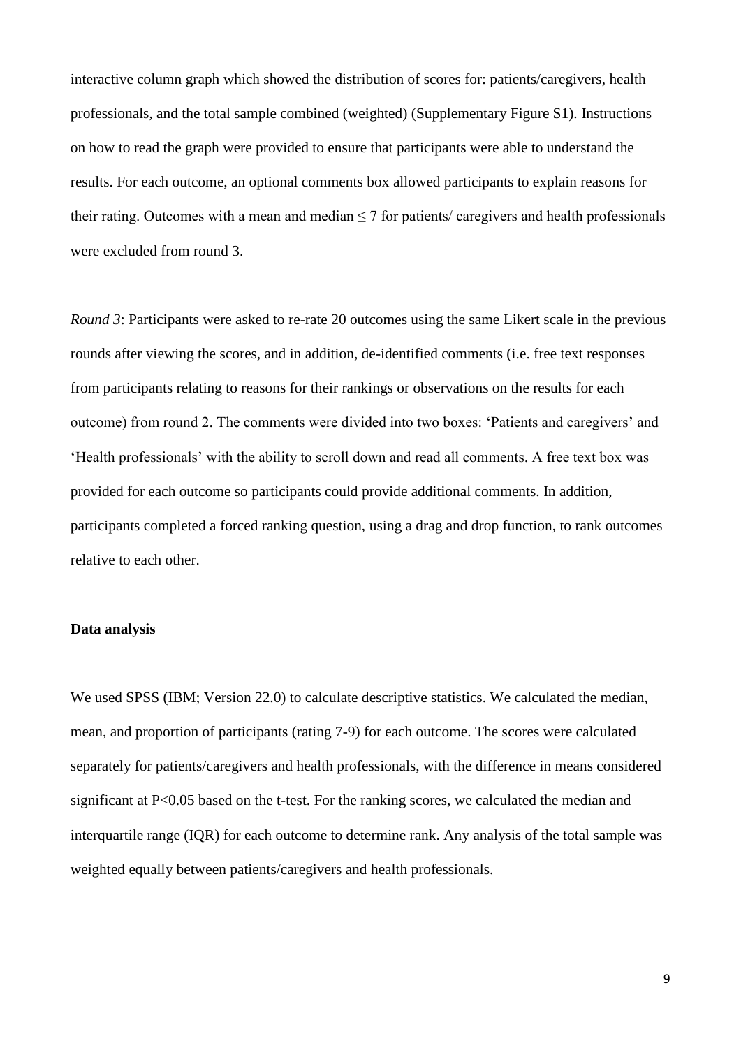interactive column graph which showed the distribution of scores for: patients/caregivers, health professionals, and the total sample combined (weighted) (Supplementary Figure S1). Instructions on how to read the graph were provided to ensure that participants were able to understand the results. For each outcome, an optional comments box allowed participants to explain reasons for their rating. Outcomes with a mean and median $\leq 7$ for patients/ caregivers and health professionals were excluded from round 3.

*Round 3*: Participants were asked to re-rate 20 outcomes using the same Likert scale in the previous rounds after viewing the scores, and in addition, de-identified comments (i.e. free text responses from participants relating to reasons for their rankings or observations on the results for each outcome) from round 2. The comments were divided into two boxes: 'Patients and caregivers' and 'Health professionals' with the ability to scroll down and read all comments. A free text box was provided for each outcome so participants could provide additional comments. In addition, participants completed a forced ranking question, using a drag and drop function, to rank outcomes relative to each other.

**Data analysis**

We used SPSS (IBM; Version 22.0) to calculate descriptive statistics. We calculated the median, mean, and proportion of participants (rating 7-9) for each outcome. The scores were calculated separately for patients/caregivers and health professionals, with the difference in means considered significant at $P<0.05$ based on the t-test. For the ranking scores, we calculated the median and interquartile range (IQR) for each outcome to determine rank. Any analysis of the total sample was weighted equally between patients/caregivers and health professionals.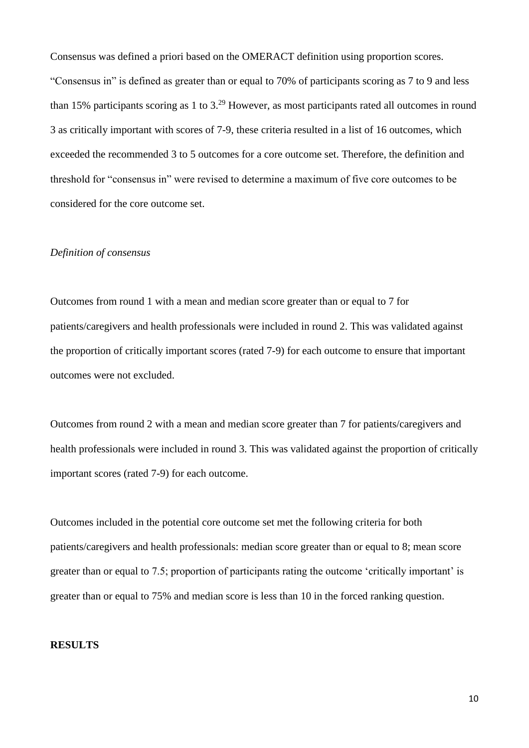Consensus was defined a priori based on the OMERACT definition using proportion scores. "Consensus in" is defined as greater than or equal to 70% of participants scoring as 7 to 9 and less than 15% participants scoring as 1 to 3.[29] However, as most participants rated all outcomes in round 3 as critically important with scores of 7-9, these criteria resulted in a list of 16 outcomes, which exceeded the recommended 3 to 5 outcomes for a core outcome set. Therefore, the definition and threshold for "consensus in" were revised to determine a maximum of five core outcomes to be considered for the core outcome set.

*Definition of consensus*

Outcomes from round 1 with a mean and median score greater than or equal to 7 for patients/caregivers and health professionals were included in round 2. This was validated against the proportion of critically important scores (rated 7-9) for each outcome to ensure that important outcomes were not excluded.

Outcomes from round 2 with a mean and median score greater than 7 for patients/caregivers and health professionals were included in round 3. This was validated against the proportion of critically important scores (rated 7-9) for each outcome.

Outcomes included in the potential core outcome set met the following criteria for both patients/caregivers and health professionals: median score greater than or equal to 8; mean score greater than or equal to 7.5; proportion of participants rating the outcome 'critically important' is greater than or equal to 75% and median score is less than 10 in the forced ranking question.

**RESULTS**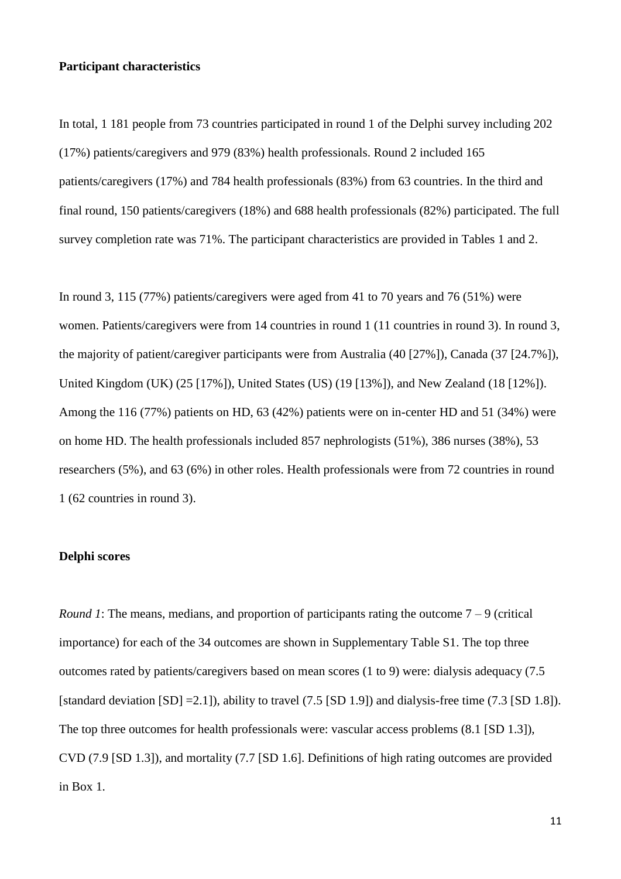**Participant characteristics**

In total, 1 181 people from 73 countries participated in round 1 of the Delphi survey including 202 (17%) patients/caregivers and 979 (83%) health professionals. Round 2 included 165 patients/caregivers (17%) and 784 health professionals (83%) from 63 countries. In the third and final round, 150 patients/caregivers (18%) and 688 health professionals (82%) participated. The full survey completion rate was 71%. The participant characteristics are provided in Tables 1 and 2.

In round 3, 115 (77%) patients/caregivers were aged from 41 to 70 years and 76 (51%) were women. Patients/caregivers were from 14 countries in round 1 (11 countries in round 3). In round 3, the majority of patient/caregiver participants were from Australia (40 [27%]), Canada (37 [24.7%]), United Kingdom (UK) (25 [17%]), United States (US) (19 [13%]), and New Zealand (18 [12%]). Among the 116 (77%) patients on HD, 63 (42%) patients were on in-center HD and 51 (34%) were on home HD. The health professionals included 857 nephrologists (51%), 386 nurses (38%), 53 researchers (5%), and 63 (6%) in other roles. Health professionals were from 72 countries in round 1 (62 countries in round 3).

**Delphi scores**

*Round 1*: The means, medians, and proportion of participants rating the outcome 7 – 9 (critical importance) for each of the 34 outcomes are shown in Supplementary Table S1. The top three outcomes rated by patients/caregivers based on mean scores (1 to 9) were: dialysis adequacy (7.5 [standard deviation [SD] =2.1]), ability to travel (7.5 [SD 1.9]) and dialysis-free time (7.3 [SD 1.8]). The top three outcomes for health professionals were: vascular access problems (8.1 [SD 1.3]), CVD (7.9 [SD 1.3]), and mortality (7.7 [SD 1.6]. Definitions of high rating outcomes are provided in Box 1.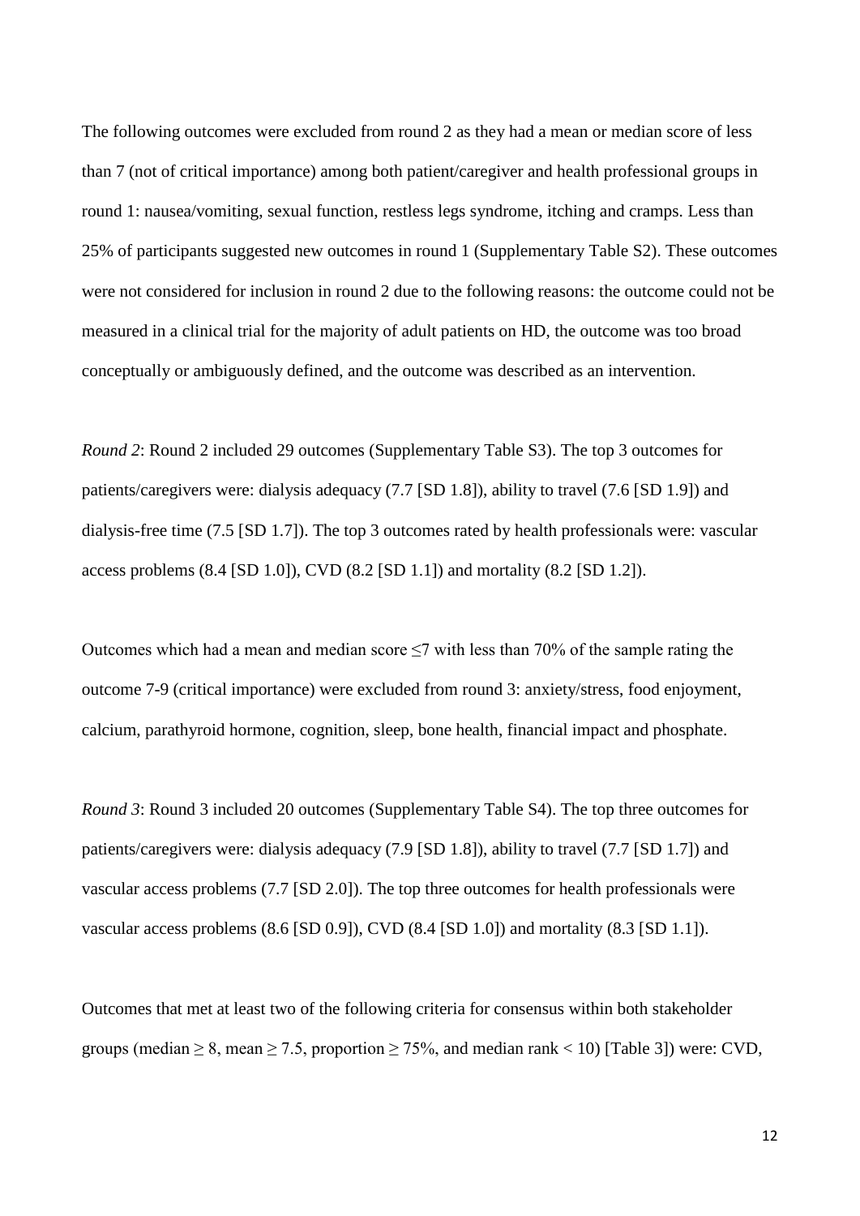The following outcomes were excluded from round 2 as they had a mean or median score of less than 7 (not of critical importance) among both patient/caregiver and health professional groups in round 1: nausea/vomiting, sexual function, restless legs syndrome, itching and cramps. Less than 25% of participants suggested new outcomes in round 1 (Supplementary Table S2). These outcomes were not considered for inclusion in round 2 due to the following reasons: the outcome could not be measured in a clinical trial for the majority of adult patients on HD, the outcome was too broad conceptually or ambiguously defined, and the outcome was described as an intervention.

*Round 2*: Round 2 included 29 outcomes (Supplementary Table S3). The top 3 outcomes for patients/caregivers were: dialysis adequacy (7.7 [SD 1.8]), ability to travel (7.6 [SD 1.9]) and dialysis-free time (7.5 [SD 1.7]). The top 3 outcomes rated by health professionals were: vascular access problems (8.4 [SD 1.0]), CVD (8.2 [SD 1.1]) and mortality (8.2 [SD 1.2]).

Outcomes which had a mean and median score $\leq 7$ with less than 70% of the sample rating the outcome 7-9 (critical importance) were excluded from round 3: anxiety/stress, food enjoyment, calcium, parathyroid hormone, cognition, sleep, bone health, financial impact and phosphate.

*Round 3*: Round 3 included 20 outcomes (Supplementary Table S4). The top three outcomes for patients/caregivers were: dialysis adequacy (7.9 [SD 1.8]), ability to travel (7.7 [SD 1.7]) and vascular access problems (7.7 [SD 2.0]). The top three outcomes for health professionals were vascular access problems (8.6 [SD 0.9]), CVD (8.4 [SD 1.0]) and mortality (8.3 [SD 1.1]).

Outcomes that met at least two of the following criteria for consensus within both stakeholder groups (median $\geq 8$, mean $\geq 7.5$, proportion $\geq 75\%$, and median rank $< 10$) [Table 3]) were: CVD,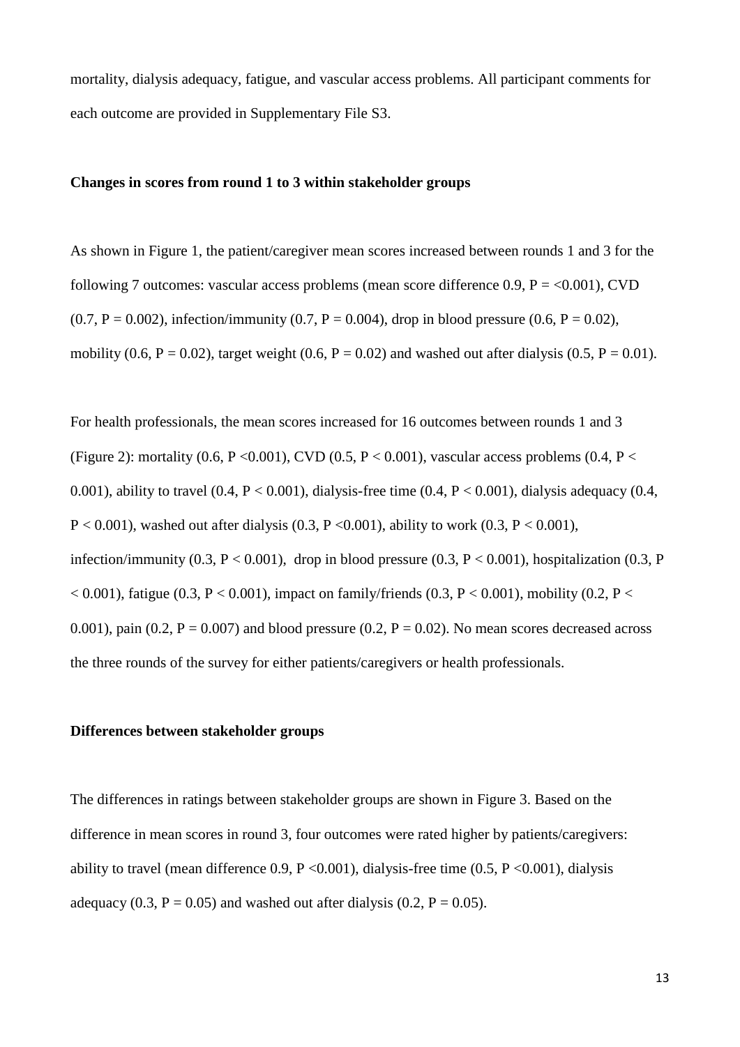mortality, dialysis adequacy, fatigue, and vascular access problems. All participant comments for each outcome are provided in Supplementary File S3.

### Changes in scores from round 1 to 3 within stakeholder groups

As shown in Figure 1, the patient/caregiver mean scores increased between rounds 1 and 3 for the following 7 outcomes: vascular access problems (mean score difference 0.9, $P = <0.001$), CVD (0.7, $P = 0.002$), infection/immunity (0.7, $P = 0.004$), drop in blood pressure (0.6, $P = 0.02$), mobility (0.6, $P = 0.02$), target weight (0.6, $P = 0.02$) and washed out after dialysis (0.5, $P = 0.01$).

For health professionals, the mean scores increased for 16 outcomes between rounds 1 and 3 (Figure 2): mortality (0.6, $P < 0.001$), CVD (0.5, $P < 0.001$), vascular access problems (0.4, $P < 0.001$), ability to travel (0.4, $P < 0.001$), dialysis-free time (0.4, $P < 0.001$), dialysis adequacy (0.4, $P < 0.001$), washed out after dialysis (0.3, $P < 0.001$), ability to work (0.3, $P < 0.001$), infection/immunity (0.3, $P < 0.001$), drop in blood pressure (0.3, $P < 0.001$), hospitalization (0.3, $P < 0.001$), fatigue (0.3, $P < 0.001$), impact on family/friends (0.3, $P < 0.001$), mobility (0.2, $P < 0.001$), pain (0.2, $P = 0.007$) and blood pressure (0.2, $P = 0.02$). No mean scores decreased across the three rounds of the survey for either patients/caregivers or health professionals.

### Differences between stakeholder groups

The differences in ratings between stakeholder groups are shown in Figure 3. Based on the difference in mean scores in round 3, four outcomes were rated higher by patients/caregivers: ability to travel (mean difference 0.9, $P < 0.001$), dialysis-free time (0.5, $P < 0.001$), dialysis adequacy (0.3, $P = 0.05$) and washed out after dialysis (0.2, $P = 0.05$).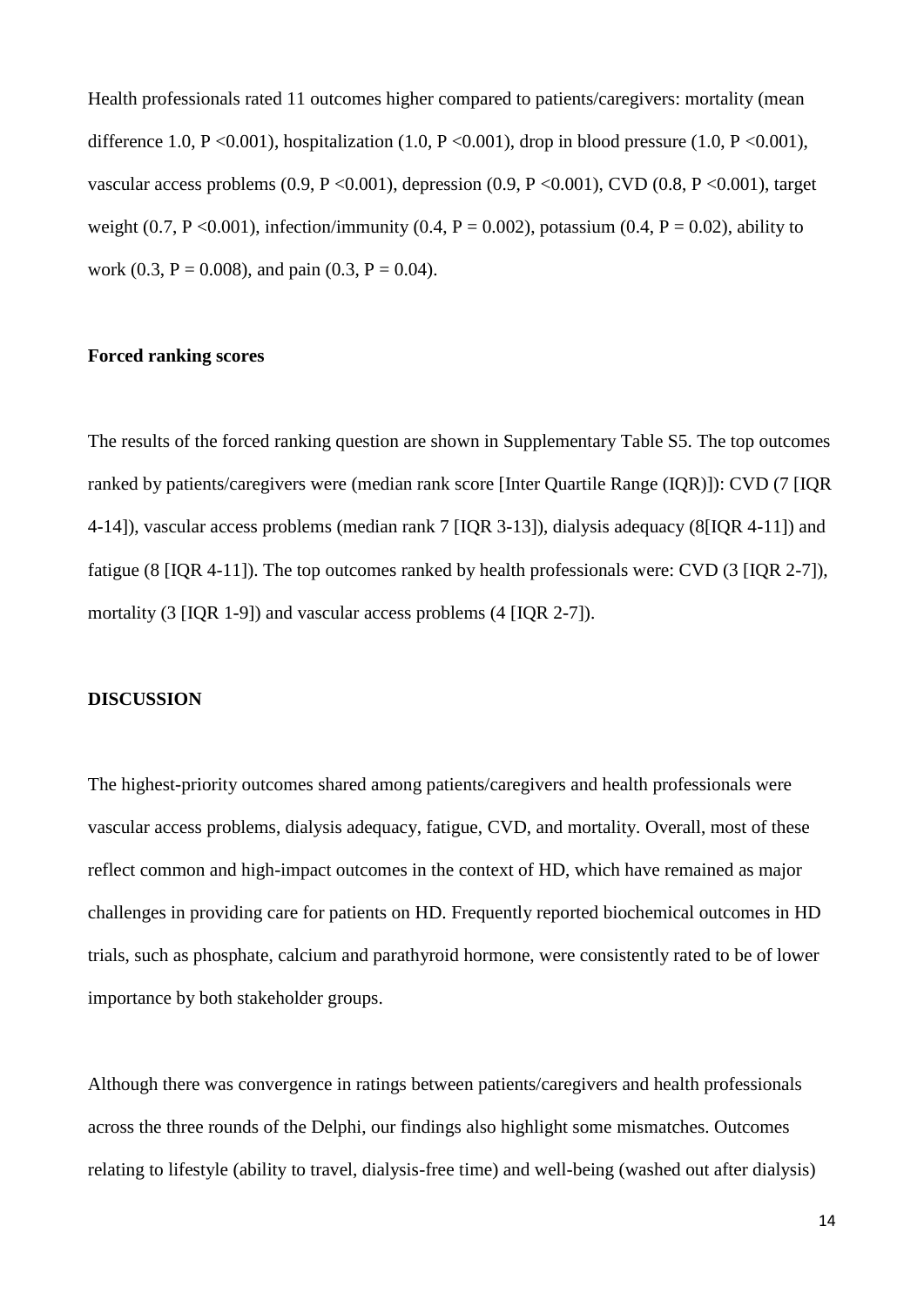Health professionals rated 11 outcomes higher compared to patients/caregivers: mortality (mean difference 1.0, $P < 0.001$), hospitalization (1.0, $P < 0.001$), drop in blood pressure (1.0, $P < 0.001$), vascular access problems (0.9, $P < 0.001$), depression (0.9, $P < 0.001$), CVD (0.8, $P < 0.001$), target weight (0.7, $P < 0.001$), infection/immunity (0.4, $P = 0.002$), potassium (0.4, $P = 0.02$), ability to work (0.3, $P = 0.008$), and pain (0.3, $P = 0.04$).

**Forced ranking scores**

The results of the forced ranking question are shown in Supplementary Table S5. The top outcomes ranked by patients/caregivers were (median rank score [Inter Quartile Range (IQR)]): CVD (7 [IQR 4-14]), vascular access problems (median rank 7 [IQR 3-13]), dialysis adequacy (8[IQR 4-11]) and fatigue (8 [IQR 4-11]). The top outcomes ranked by health professionals were: CVD (3 [IQR 2-7]), mortality (3 [IQR 1-9]) and vascular access problems (4 [IQR 2-7]).

## DISCUSSION

The highest-priority outcomes shared among patients/caregivers and health professionals were vascular access problems, dialysis adequacy, fatigue, CVD, and mortality. Overall, most of these reflect common and high-impact outcomes in the context of HD, which have remained as major challenges in providing care for patients on HD. Frequently reported biochemical outcomes in HD trials, such as phosphate, calcium and parathyroid hormone, were consistently rated to be of lower importance by both stakeholder groups.

Although there was convergence in ratings between patients/caregivers and health professionals across the three rounds of the Delphi, our findings also highlight some mismatches. Outcomes relating to lifestyle (ability to travel, dialysis-free time) and well-being (washed out after dialysis)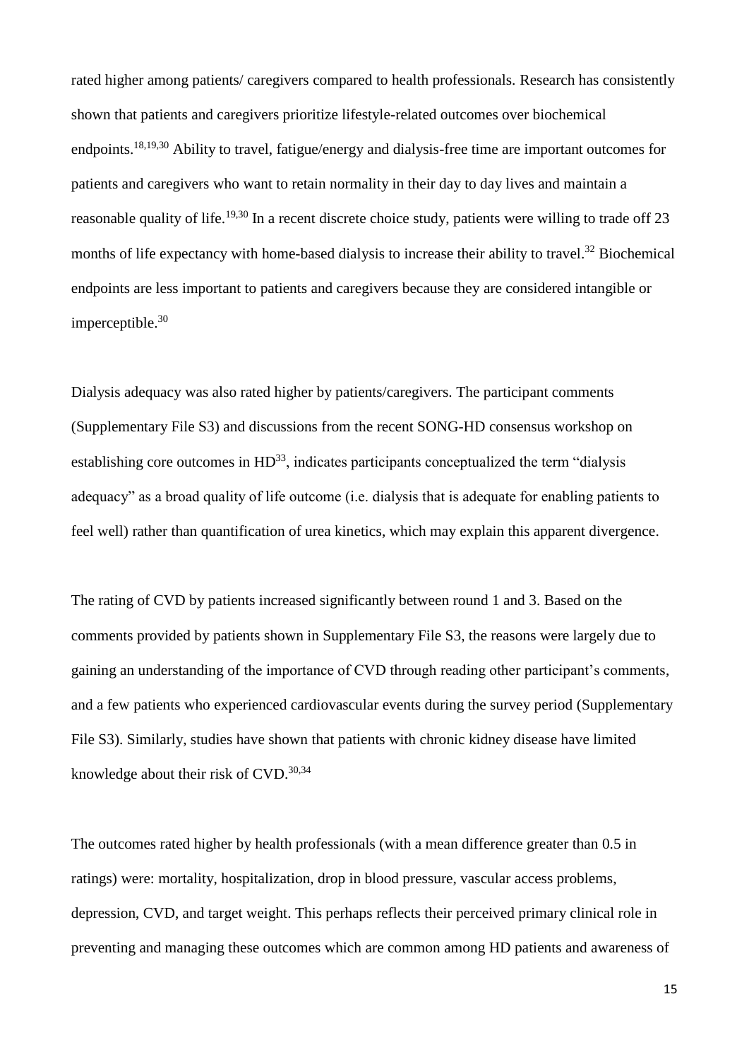rated higher among patients/ caregivers compared to health professionals. Research has consistently shown that patients and caregivers prioritize lifestyle-related outcomes over biochemical endpoints.[18,19,30] Ability to travel, fatigue/energy and dialysis-free time are important outcomes for patients and caregivers who want to retain normality in their day to day lives and maintain a reasonable quality of life.[19,30] In a recent discrete choice study, patients were willing to trade off 23 months of life expectancy with home-based dialysis to increase their ability to travel.[32] Biochemical endpoints are less important to patients and caregivers because they are considered intangible or imperceptible.[30]

Dialysis adequacy was also rated higher by patients/caregivers. The participant comments (Supplementary File S3) and discussions from the recent SONG-HD consensus workshop on establishing core outcomes in HD[33], indicates participants conceptualized the term "dialysis adequacy" as a broad quality of life outcome (i.e. dialysis that is adequate for enabling patients to feel well) rather than quantification of urea kinetics, which may explain this apparent divergence.

The rating of CVD by patients increased significantly between round 1 and 3. Based on the comments provided by patients shown in Supplementary File S3, the reasons were largely due to gaining an understanding of the importance of CVD through reading other participant's comments, and a few patients who experienced cardiovascular events during the survey period (Supplementary File S3). Similarly, studies have shown that patients with chronic kidney disease have limited knowledge about their risk of CVD.[30,34]

The outcomes rated higher by health professionals (with a mean difference greater than 0.5 in ratings) were: mortality, hospitalization, drop in blood pressure, vascular access problems, depression, CVD, and target weight. This perhaps reflects their perceived primary clinical role in preventing and managing these outcomes which are common among HD patients and awareness of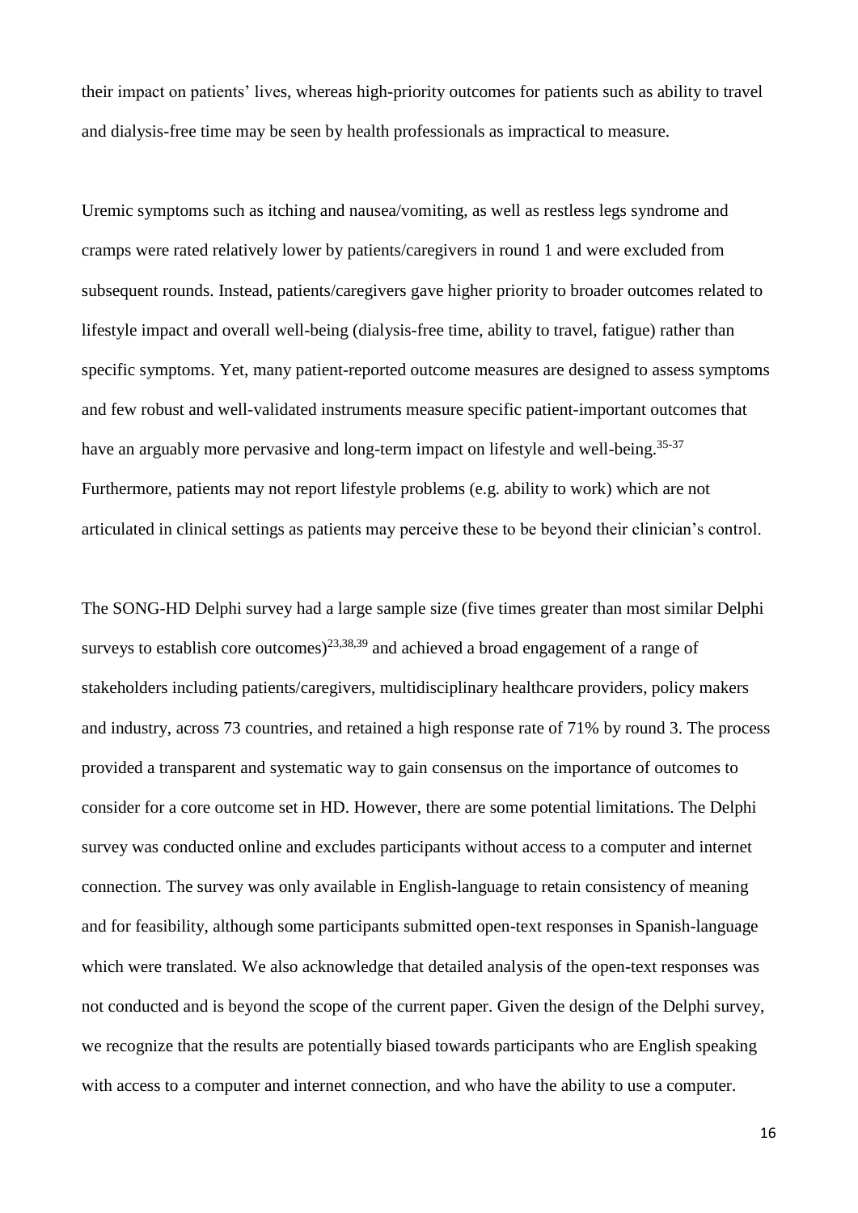their impact on patients' lives, whereas high-priority outcomes for patients such as ability to travel and dialysis-free time may be seen by health professionals as impractical to measure.

Uremic symptoms such as itching and nausea/vomiting, as well as restless legs syndrome and cramps were rated relatively lower by patients/caregivers in round 1 and were excluded from subsequent rounds. Instead, patients/caregivers gave higher priority to broader outcomes related to lifestyle impact and overall well-being (dialysis-free time, ability to travel, fatigue) rather than specific symptoms. Yet, many patient-reported outcome measures are designed to assess symptoms and few robust and well-validated instruments measure specific patient-important outcomes that have an arguably more pervasive and long-term impact on lifestyle and well-being.[35-37] Furthermore, patients may not report lifestyle problems (e.g. ability to work) which are not articulated in clinical settings as patients may perceive these to be beyond their clinician's control.

The SONG-HD Delphi survey had a large sample size (five times greater than most similar Delphi surveys to establish core outcomes)[23,38,39] and achieved a broad engagement of a range of stakeholders including patients/caregivers, multidisciplinary healthcare providers, policy makers and industry, across 73 countries, and retained a high response rate of 71% by round 3. The process provided a transparent and systematic way to gain consensus on the importance of outcomes to consider for a core outcome set in HD. However, there are some potential limitations. The Delphi survey was conducted online and excludes participants without access to a computer and internet connection. The survey was only available in English-language to retain consistency of meaning and for feasibility, although some participants submitted open-text responses in Spanish-language which were translated. We also acknowledge that detailed analysis of the open-text responses was not conducted and is beyond the scope of the current paper. Given the design of the Delphi survey, we recognize that the results are potentially biased towards participants who are English speaking with access to a computer and internet connection, and who have the ability to use a computer.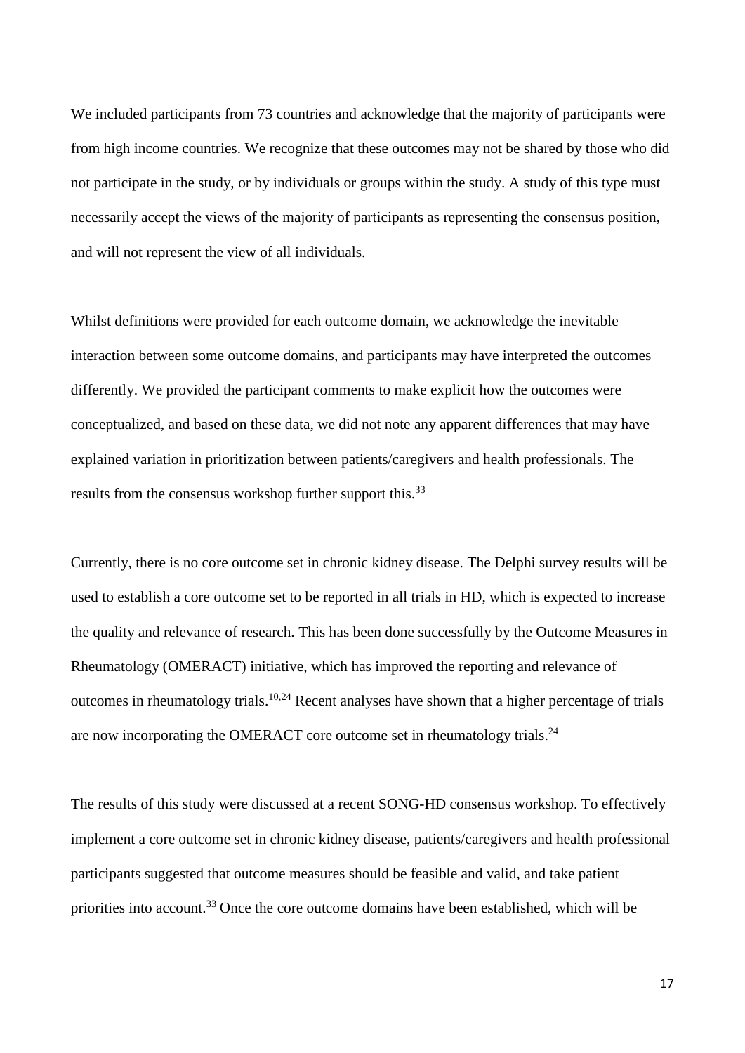We included participants from 73 countries and acknowledge that the majority of participants were from high income countries. We recognize that these outcomes may not be shared by those who did not participate in the study, or by individuals or groups within the study. A study of this type must necessarily accept the views of the majority of participants as representing the consensus position, and will not represent the view of all individuals.

Whilst definitions were provided for each outcome domain, we acknowledge the inevitable interaction between some outcome domains, and participants may have interpreted the outcomes differently. We provided the participant comments to make explicit how the outcomes were conceptualized, and based on these data, we did not note any apparent differences that may have explained variation in prioritization between patients/caregivers and health professionals. The results from the consensus workshop further support this.[33]

Currently, there is no core outcome set in chronic kidney disease. The Delphi survey results will be used to establish a core outcome set to be reported in all trials in HD, which is expected to increase the quality and relevance of research. This has been done successfully by the Outcome Measures in Rheumatology (OMERACT) initiative, which has improved the reporting and relevance of outcomes in rheumatology trials.[10,24] Recent analyses have shown that a higher percentage of trials are now incorporating the OMERACT core outcome set in rheumatology trials.[24]

The results of this study were discussed at a recent SONG-HD consensus workshop. To effectively implement a core outcome set in chronic kidney disease, patients/caregivers and health professional participants suggested that outcome measures should be feasible and valid, and take patient priorities into account.[33] Once the core outcome domains have been established, which will be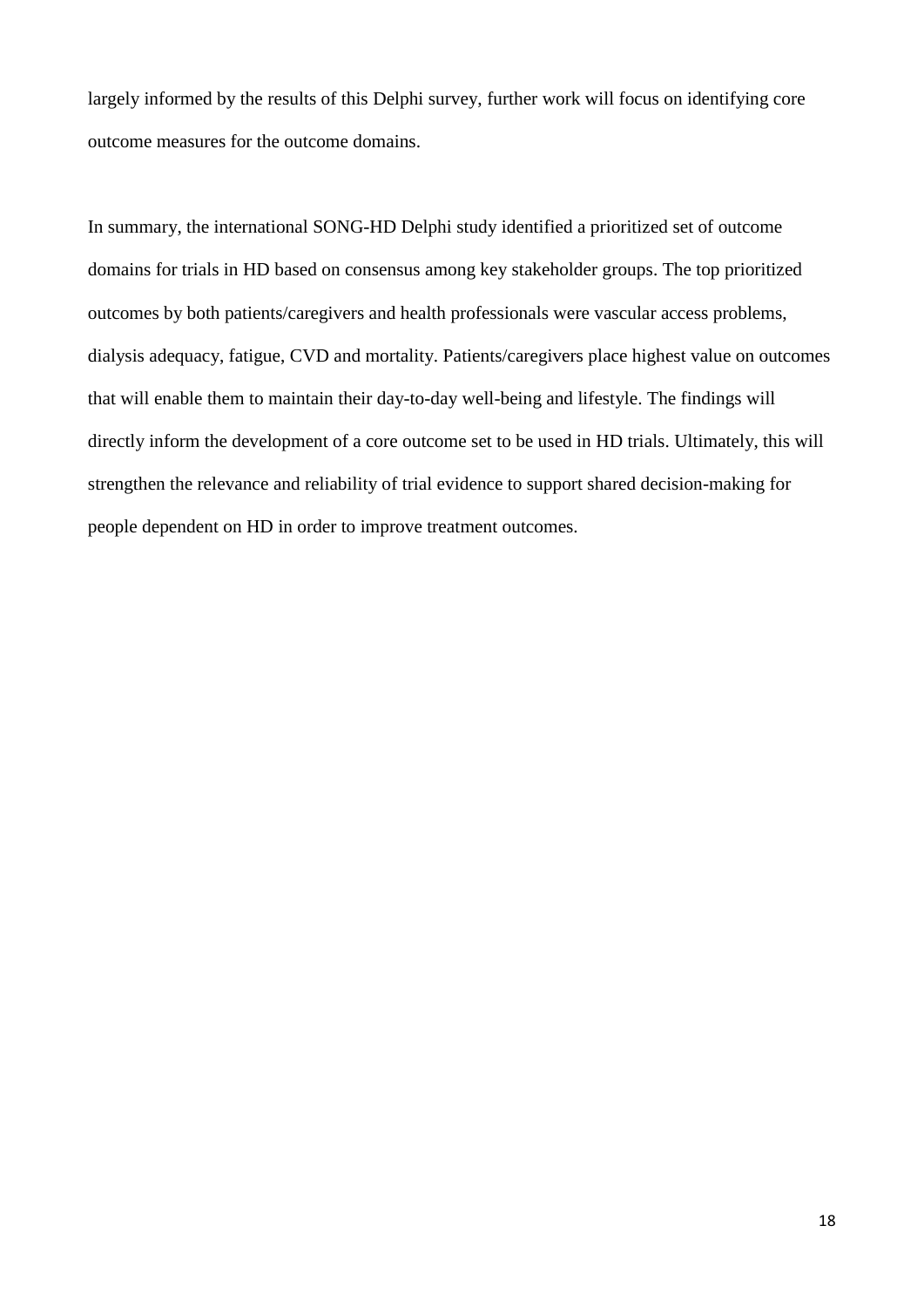largely informed by the results of this Delphi survey, further work will focus on identifying core outcome measures for the outcome domains.

In summary, the international SONG-HD Delphi study identified a prioritized set of outcome domains for trials in HD based on consensus among key stakeholder groups. The top prioritized outcomes by both patients/caregivers and health professionals were vascular access problems, dialysis adequacy, fatigue, CVD and mortality. Patients/caregivers place highest value on outcomes that will enable them to maintain their day-to-day well-being and lifestyle. The findings will directly inform the development of a core outcome set to be used in HD trials. Ultimately, this will strengthen the relevance and reliability of trial evidence to support shared decision-making for people dependent on HD in order to improve treatment outcomes.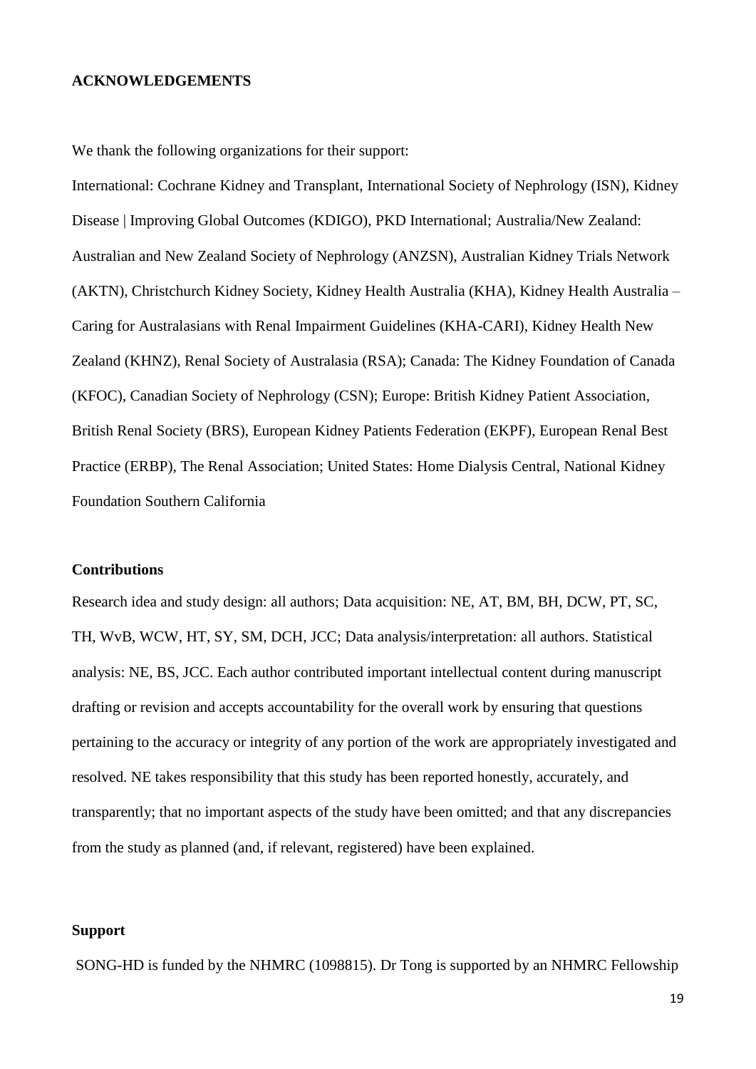## ACKNOWLEDGEMENTS

We thank the following organizations for their support:

International: Cochrane Kidney and Transplant, International Society of Nephrology (ISN), Kidney Disease | Improving Global Outcomes (KDIGO), PKD International; Australia/New Zealand: Australian and New Zealand Society of Nephrology (ANZSN), Australian Kidney Trials Network (AKTN), Christchurch Kidney Society, Kidney Health Australia (KHA), Kidney Health Australia – Caring for Australasians with Renal Impairment Guidelines (KHA-CARI), Kidney Health New Zealand (KHNZ), Renal Society of Australasia (RSA); Canada: The Kidney Foundation of Canada (KFOC), Canadian Society of Nephrology (CSN); Europe: British Kidney Patient Association, British Renal Society (BRS), European Kidney Patients Federation (EKPF), European Renal Best Practice (ERBP), The Renal Association; United States: Home Dialysis Central, National Kidney Foundation Southern California

### Contributions

Research idea and study design: all authors; Data acquisition: NE, AT, BM, BH, DCW, PT, SC, TH, WvB, WCW, HT, SY, SM, DCH, JCC; Data analysis/interpretation: all authors. Statistical analysis: NE, BS, JCC. Each author contributed important intellectual content during manuscript drafting or revision and accepts accountability for the overall work by ensuring that questions pertaining to the accuracy or integrity of any portion of the work are appropriately investigated and resolved. NE takes responsibility that this study has been reported honestly, accurately, and transparently; that no important aspects of the study have been omitted; and that any discrepancies from the study as planned (and, if relevant, registered) have been explained.

### Support

SONG-HD is funded by the NHMRC (1098815). Dr Tong is supported by an NHMRC Fellowship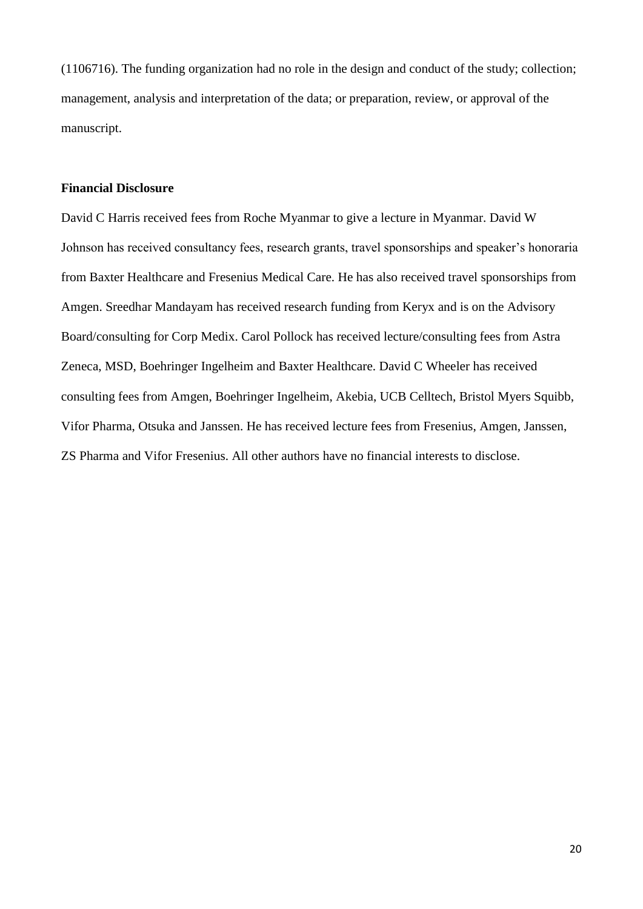(1106716). The funding organization had no role in the design and conduct of the study; collection; management, analysis and interpretation of the data; or preparation, review, or approval of the manuscript.

**Financial Disclosure**

David C Harris received fees from Roche Myanmar to give a lecture in Myanmar. David W Johnson has received consultancy fees, research grants, travel sponsorships and speaker's honoraria from Baxter Healthcare and Fresenius Medical Care. He has also received travel sponsorships from Amgen. Sreedhar Mandayam has received research funding from Keryx and is on the Advisory Board/consulting for Corp Medix. Carol Pollock has received lecture/consulting fees from Astra Zeneca, MSD, Boehringer Ingelheim and Baxter Healthcare. David C Wheeler has received consulting fees from Amgen, Boehringer Ingelheim, Akebia, UCB Celltech, Bristol Myers Squibb, Vifor Pharma, Otsuka and Janssen. He has received lecture fees from Fresenius, Amgen, Janssen, ZS Pharma and Vifor Fresenius. All other authors have no financial interests to disclose.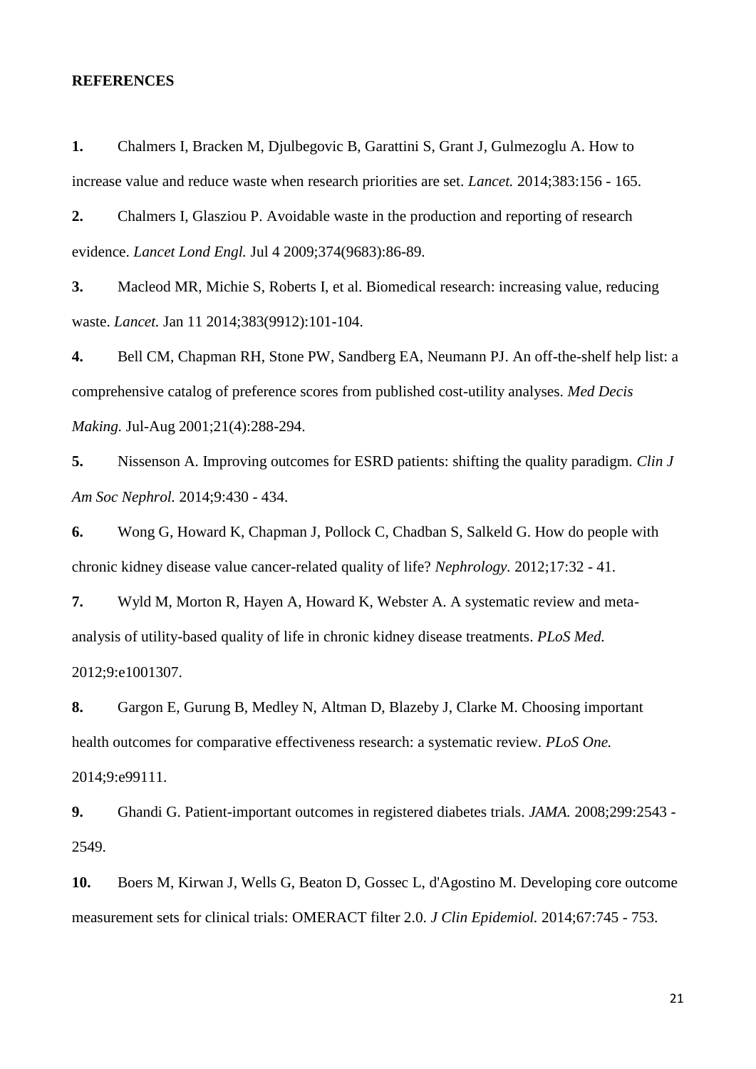## REFERENCES

**1.** Chalmers I, Bracken M, Djulbegovic B, Garattini S, Grant J, Gulmezoglu A. How to increase value and reduce waste when research priorities are set. *Lancet.* 2014;383:156 - 165.

**2.** Chalmers I, Glasziou P. Avoidable waste in the production and reporting of research evidence. *Lancet Lond Engl.* Jul 4 2009;374(9683):86-89.

**3.** Macleod MR, Michie S, Roberts I, et al. Biomedical research: increasing value, reducing waste. *Lancet.* Jan 11 2014;383(9912):101-104.

**4.** Bell CM, Chapman RH, Stone PW, Sandberg EA, Neumann PJ. An off-the-shelf help list: a comprehensive catalog of preference scores from published cost-utility analyses. *Med Decis Making.* Jul-Aug 2001;21(4):288-294.

**5.** Nissenson A. Improving outcomes for ESRD patients: shifting the quality paradigm. *Clin J Am Soc Nephrol.* 2014;9:430 - 434.

**6.** Wong G, Howard K, Chapman J, Pollock C, Chadban S, Salkeld G. How do people with chronic kidney disease value cancer-related quality of life? *Nephrology.* 2012;17:32 - 41.

**7.** Wyld M, Morton R, Hayen A, Howard K, Webster A. A systematic review and meta-analysis of utility-based quality of life in chronic kidney disease treatments. *PLoS Med.* 2012;9:e1001307.

**8.** Gargon E, Gurung B, Medley N, Altman D, Blazeby J, Clarke M. Choosing important health outcomes for comparative effectiveness research: a systematic review. *PLoS One.* 2014;9:e99111.

**9.** Ghandi G. Patient-important outcomes in registered diabetes trials. *JAMA.* 2008;299:2543 - 2549.

**10.** Boers M, Kirwan J, Wells G, Beaton D, Gossec L, d'Agostino M. Developing core outcome measurement sets for clinical trials: OMERACT filter 2.0. *J Clin Epidemiol.* 2014;67:745 - 753.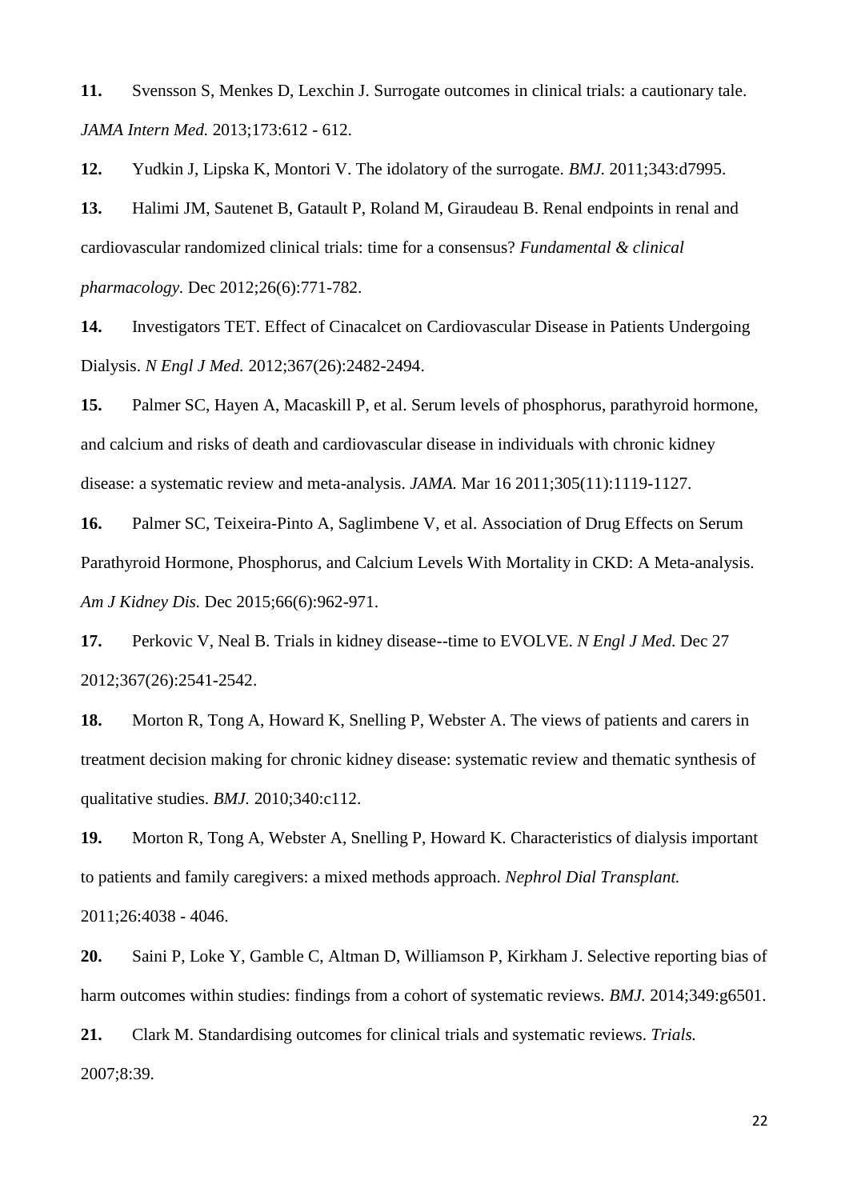**11.** Svensson S, Menkes D, Lexchin J. Surrogate outcomes in clinical trials: a cautionary tale. *JAMA Intern Med.* 2013;173:612 - 612.

**12.** Yudkin J, Lipska K, Montori V. The idolatory of the surrogate. *BMJ.* 2011;343:d7995.

**13.** Halimi JM, Sautenet B, Gatault P, Roland M, Giraudeau B. Renal endpoints in renal and cardiovascular randomized clinical trials: time for a consensus? *Fundamental & clinical pharmacology.* Dec 2012;26(6):771-782.

**14.** Investigators TET. Effect of Cinacalcet on Cardiovascular Disease in Patients Undergoing Dialysis. *N Engl J Med.* 2012;367(26):2482-2494.

**15.** Palmer SC, Hayen A, Macaskill P, et al. Serum levels of phosphorus, parathyroid hormone, and calcium and risks of death and cardiovascular disease in individuals with chronic kidney disease: a systematic review and meta-analysis. *JAMA.* Mar 16 2011;305(11):1119-1127.

**16.** Palmer SC, Teixeira-Pinto A, Saglimbene V, et al. Association of Drug Effects on Serum Parathyroid Hormone, Phosphorus, and Calcium Levels With Mortality in CKD: A Meta-analysis. *Am J Kidney Dis.* Dec 2015;66(6):962-971.

**17.** Perkovic V, Neal B. Trials in kidney disease--time to EVOLVE. *N Engl J Med.* Dec 27 2012;367(26):2541-2542.

**18.** Morton R, Tong A, Howard K, Snelling P, Webster A. The views of patients and carers in treatment decision making for chronic kidney disease: systematic review and thematic synthesis of qualitative studies. *BMJ.* 2010;340:c112.

**19.** Morton R, Tong A, Webster A, Snelling P, Howard K. Characteristics of dialysis important to patients and family caregivers: a mixed methods approach. *Nephrol Dial Transplant.* 2011;26:4038 - 4046.

**20.** Saini P, Loke Y, Gamble C, Altman D, Williamson P, Kirkham J. Selective reporting bias of harm outcomes within studies: findings from a cohort of systematic reviews. *BMJ.* 2014;349:g6501.

**21.** Clark M. Standardising outcomes for clinical trials and systematic reviews. *Trials.* 2007;8:39.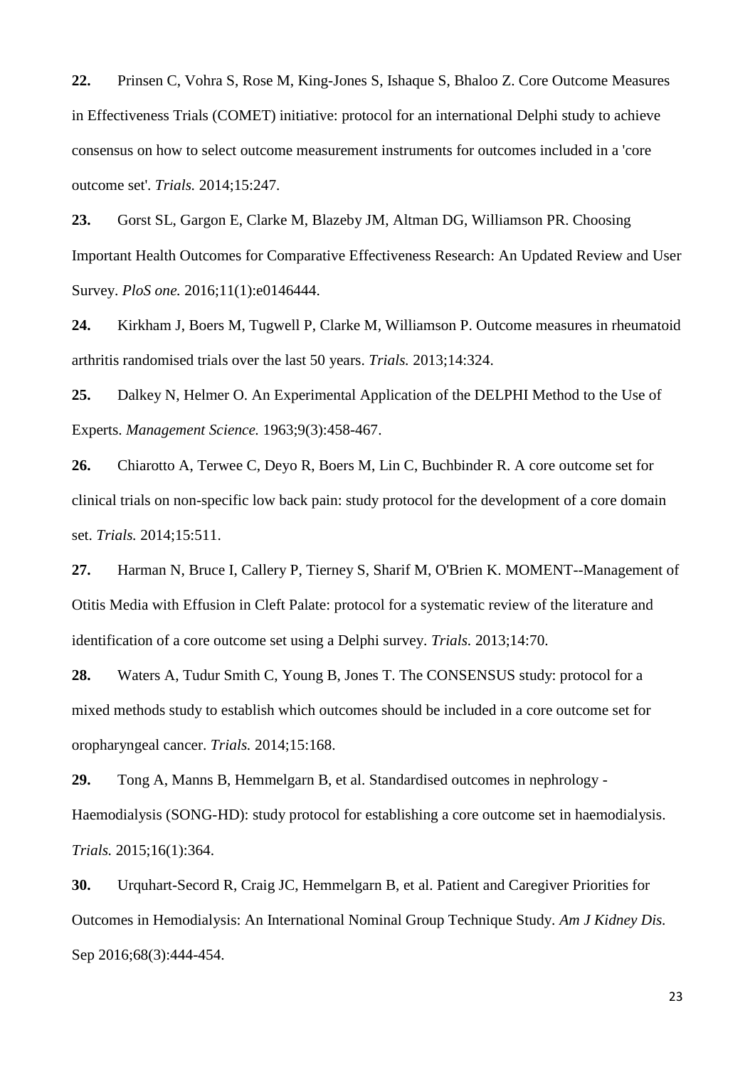**22.** Prinsen C, Vohra S, Rose M, King-Jones S, Ishaque S, Bhaloo Z. Core Outcome Measures in Effectiveness Trials (COMET) initiative: protocol for an international Delphi study to achieve consensus on how to select outcome measurement instruments for outcomes included in a 'core outcome set'. *Trials.* 2014;15:247.

**23.** Gorst SL, Gargon E, Clarke M, Blazeby JM, Altman DG, Williamson PR. Choosing Important Health Outcomes for Comparative Effectiveness Research: An Updated Review and User Survey. *PloS one.* 2016;11(1):e0146444.

**24.** Kirkham J, Boers M, Tugwell P, Clarke M, Williamson P. Outcome measures in rheumatoid arthritis randomised trials over the last 50 years. *Trials.* 2013;14:324.

**25.** Dalkey N, Helmer O. An Experimental Application of the DELPHI Method to the Use of Experts. *Management Science.* 1963;9(3):458-467.

**26.** Chiarotto A, Terwee C, Deyo R, Boers M, Lin C, Buchbinder R. A core outcome set for clinical trials on non-specific low back pain: study protocol for the development of a core domain set. *Trials.* 2014;15:511.

**27.** Harman N, Bruce I, Callery P, Tierney S, Sharif M, O'Brien K. MOMENT--Management of Otitis Media with Effusion in Cleft Palate: protocol for a systematic review of the literature and identification of a core outcome set using a Delphi survey. *Trials.* 2013;14:70.

**28.** Waters A, Tudur Smith C, Young B, Jones T. The CONSENSUS study: protocol for a mixed methods study to establish which outcomes should be included in a core outcome set for oropharyngeal cancer. *Trials.* 2014;15:168.

**29.** Tong A, Manns B, Hemmelgarn B, et al. Standardised outcomes in nephrology - Haemodialysis (SONG-HD): study protocol for establishing a core outcome set in haemodialysis. *Trials.* 2015;16(1):364.

**30.** Urquhart-Secord R, Craig JC, Hemmelgarn B, et al. Patient and Caregiver Priorities for Outcomes in Hemodialysis: An International Nominal Group Technique Study. *Am J Kidney Dis.* Sep 2016;68(3):444-454.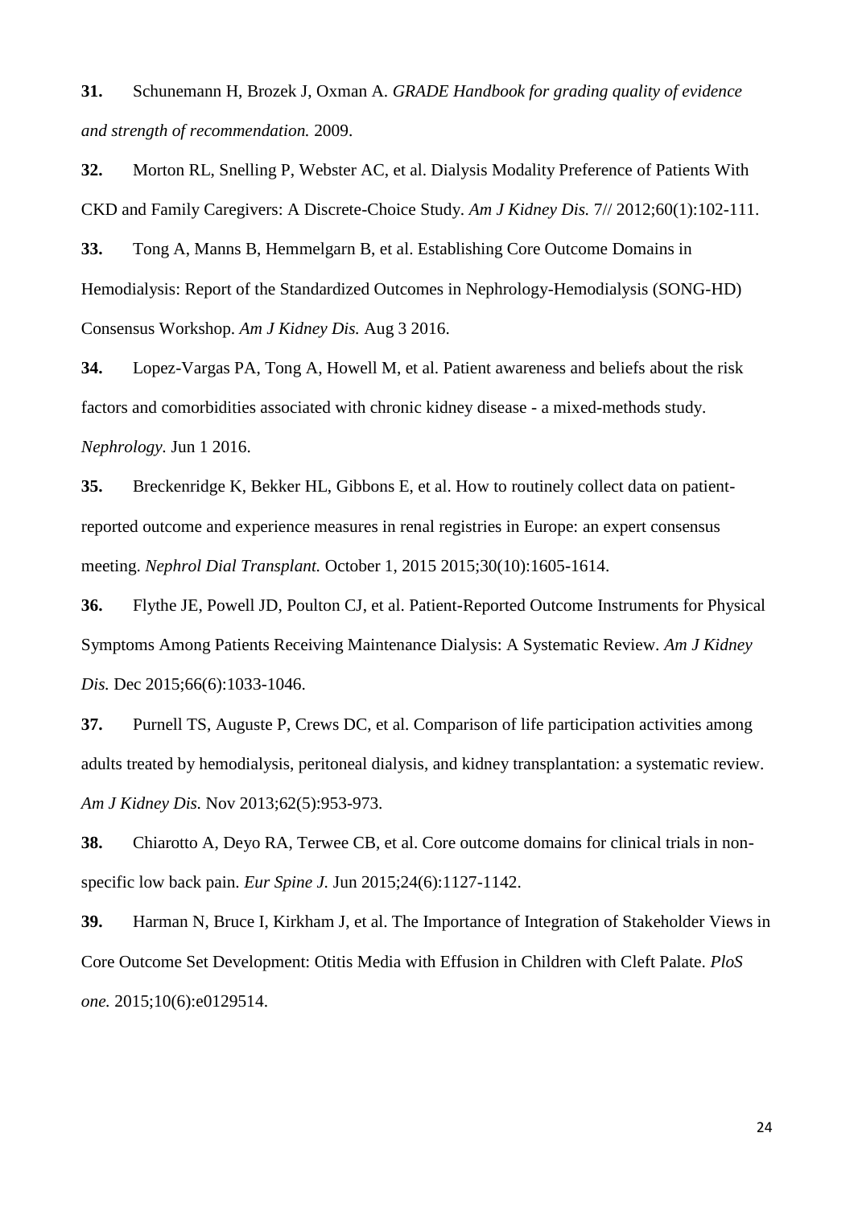**31.** Schunemann H, Brozek J, Oxman A. *GRADE Handbook for grading quality of evidence and strength of recommendation.* 2009.

**32.** Morton RL, Snelling P, Webster AC, et al. Dialysis Modality Preference of Patients With CKD and Family Caregivers: A Discrete-Choice Study. *Am J Kidney Dis.* 7// 2012;60(1):102-111.

**33.** Tong A, Manns B, Hemmelgarn B, et al. Establishing Core Outcome Domains in Hemodialysis: Report of the Standardized Outcomes in Nephrology-Hemodialysis (SONG-HD) Consensus Workshop. *Am J Kidney Dis.* Aug 3 2016.

**34.** Lopez-Vargas PA, Tong A, Howell M, et al. Patient awareness and beliefs about the risk factors and comorbidities associated with chronic kidney disease - a mixed-methods study. *Nephrology.* Jun 1 2016.

**35.** Breckenridge K, Bekker HL, Gibbons E, et al. How to routinely collect data on patient-reported outcome and experience measures in renal registries in Europe: an expert consensus meeting. *Nephrol Dial Transplant.* October 1, 2015 2015;30(10):1605-1614.

**36.** Flythe JE, Powell JD, Poulton CJ, et al. Patient-Reported Outcome Instruments for Physical Symptoms Among Patients Receiving Maintenance Dialysis: A Systematic Review. *Am J Kidney Dis.* Dec 2015;66(6):1033-1046.

**37.** Purnell TS, Auguste P, Crews DC, et al. Comparison of life participation activities among adults treated by hemodialysis, peritoneal dialysis, and kidney transplantation: a systematic review. *Am J Kidney Dis.* Nov 2013;62(5):953-973.

**38.** Chiarotto A, Deyo RA, Terwee CB, et al. Core outcome domains for clinical trials in non-specific low back pain. *Eur Spine J.* Jun 2015;24(6):1127-1142.

**39.** Harman N, Bruce I, Kirkham J, et al. The Importance of Integration of Stakeholder Views in Core Outcome Set Development: Otitis Media with Effusion in Children with Cleft Palate. *PloS one.* 2015;10(6):e0129514.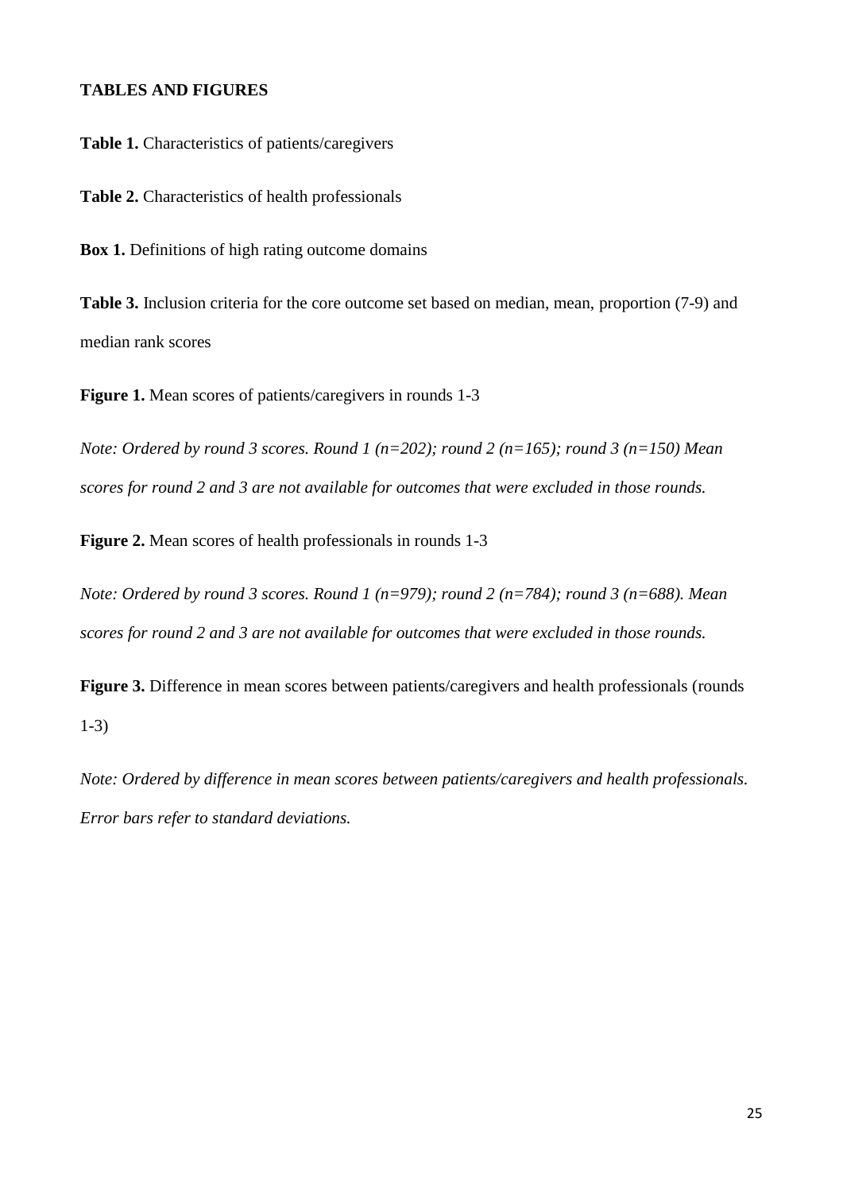## TABLES AND FIGURES

**Table 1.** Characteristics of patients/caregivers

**Table 2.** Characteristics of health professionals

**Box 1.** Definitions of high rating outcome domains

**Table 3.** Inclusion criteria for the core outcome set based on median, mean, proportion (7-9) and median rank scores

**Figure 1.** Mean scores of patients/caregivers in rounds 1-3

*Note: Ordered by round 3 scores. Round 1 (n=202); round 2 (n=165); round 3 (n=150) Mean scores for round 2 and 3 are not available for outcomes that were excluded in those rounds.*

**Figure 2.** Mean scores of health professionals in rounds 1-3

*Note: Ordered by round 3 scores. Round 1 (n=979); round 2 (n=784); round 3 (n=688). Mean scores for round 2 and 3 are not available for outcomes that were excluded in those rounds.*

**Figure 3.** Difference in mean scores between patients/caregivers and health professionals (rounds 1-3)

*Note: Ordered by difference in mean scores between patients/caregivers and health professionals. Error bars refer to standard deviations.*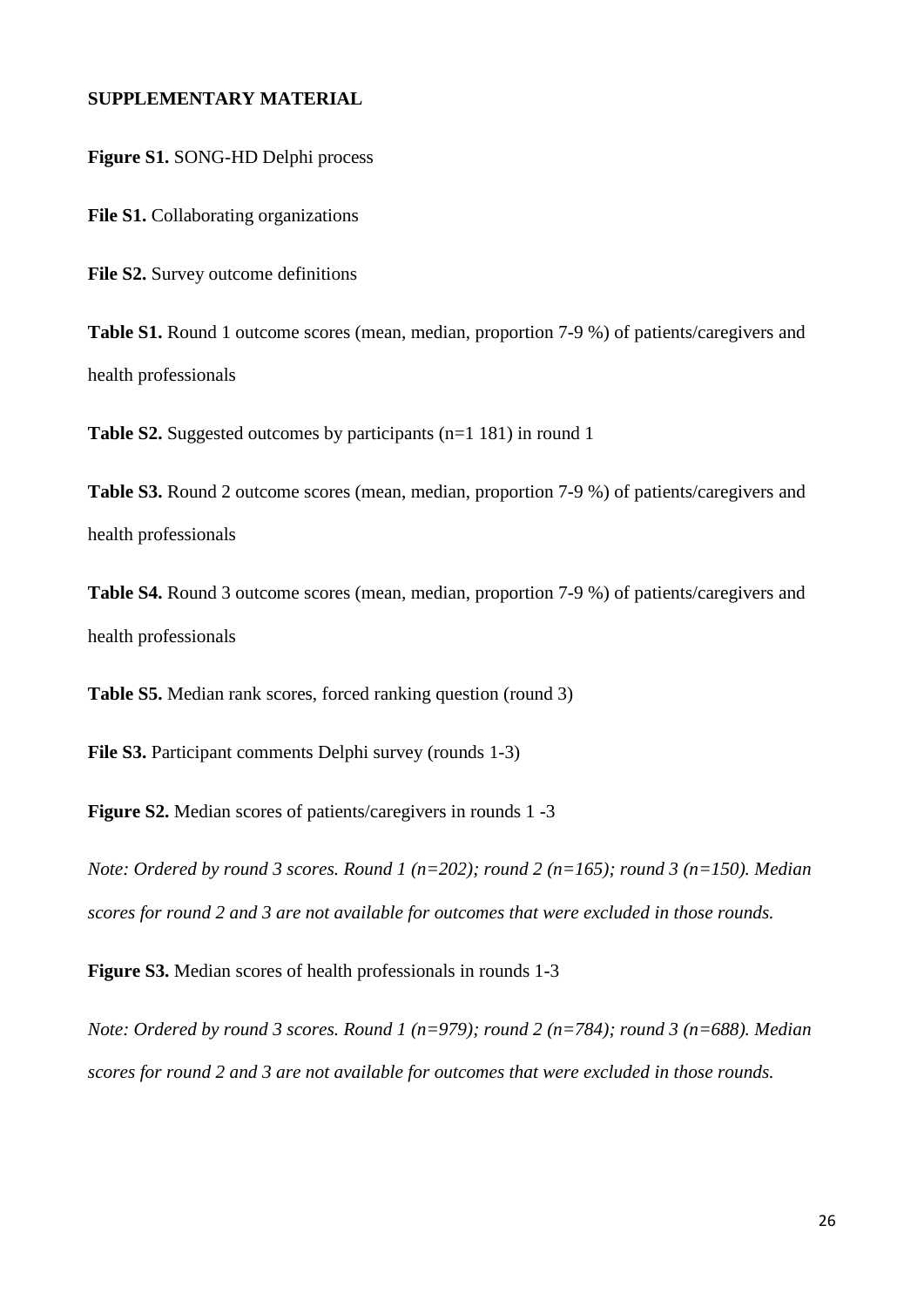**SUPPLEMENTARY MATERIAL**

**Figure S1.** SONG-HD Delphi process

**File S1.** Collaborating organizations

**File S2.** Survey outcome definitions

**Table S1.** Round 1 outcome scores (mean, median, proportion 7-9 %) of patients/caregivers and health professionals

**Table S2.** Suggested outcomes by participants (n=1 181) in round 1

**Table S3.** Round 2 outcome scores (mean, median, proportion 7-9 %) of patients/caregivers and health professionals

**Table S4.** Round 3 outcome scores (mean, median, proportion 7-9 %) of patients/caregivers and health professionals

**Table S5.** Median rank scores, forced ranking question (round 3)

**File S3.** Participant comments Delphi survey (rounds 1-3)

**Figure S2.** Median scores of patients/caregivers in rounds 1 -3

*Note: Ordered by round 3 scores. Round 1 (n=202); round 2 (n=165); round 3 (n=150). Median scores for round 2 and 3 are not available for outcomes that were excluded in those rounds.*

**Figure S3.** Median scores of health professionals in rounds 1-3

*Note: Ordered by round 3 scores. Round 1 (n=979); round 2 (n=784); round 3 (n=688). Median scores for round 2 and 3 are not available for outcomes that were excluded in those rounds.*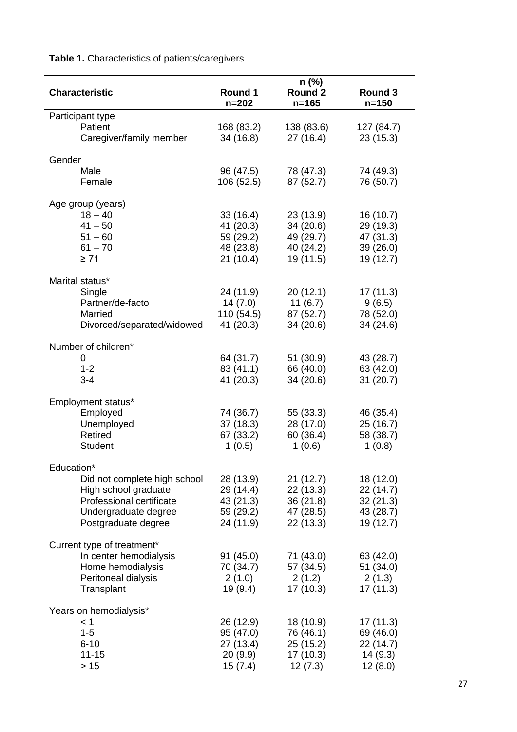**Table 1.** Characteristics of patients/caregivers

| Characteristic | n (%) Round 1 n=202 | Round 2 n=165 | Round 3 n=150 |
|---|---|---|---|
| Participant type | | | |
| Patient | 168 (83.2) | 138 (83.6) | 127 (84.7) |
| Caregiver/family member | 34 (16.8) | 27 (16.4) | 23 (15.3) |
| Gender | | | |
| Male | 96 (47.5) | 78 (47.3) | 74 (49.3) |
| Female | 106 (52.5) | 87 (52.7) | 76 (50.7) |
| Age group (years) | | | |
| 18 – 40 | 33 (16.4) | 23 (13.9) | 16 (10.7) |
| 41 – 50 | 41 (20.3) | 34 (20.6) | 29 (19.3) |
| 51 – 60 | 59 (29.2) | 49 (29.7) | 47 (31.3) |
| 61 – 70 | 48 (23.8) | 40 (24.2) | 39 (26.0) |
| ≥ 71 | 21 (10.4) | 19 (11.5) | 19 (12.7) |
| Marital status* | | | |
| Single | 24 (11.9) | 20 (12.1) | 17 (11.3) |
| Partner/de-facto | 14 (7.0) | 11 (6.7) | 9 (6.5) |
| Married | 110 (54.5) | 87 (52.7) | 78 (52.0) |
| Divorced/separated/widowed | 41 (20.3) | 34 (20.6) | 34 (24.6) |
| Number of children* | | | |
| 0 | 64 (31.7) | 51 (30.9) | 43 (28.7) |
| 1-2 | 83 (41.1) | 66 (40.0) | 63 (42.0) |
| 3-4 | 41 (20.3) | 34 (20.6) | 31 (20.7) |
| Employment status* | | | |
| Employed | 74 (36.7) | 55 (33.3) | 46 (35.4) |
| Unemployed | 37 (18.3) | 28 (17.0) | 25 (16.7) |
| Retired | 67 (33.2) | 60 (36.4) | 58 (38.7) |
| Student | 1 (0.5) | 1 (0.6) | 1 (0.8) |
| Education* | | | |
| Did not complete high school | 28 (13.9) | 21 (12.7) | 18 (12.0) |
| High school graduate | 29 (14.4) | 22 (13.3) | 22 (14.7) |
| Professional certificate | 43 (21.3) | 36 (21.8) | 32 (21.3) |
| Undergraduate degree | 59 (29.2) | 47 (28.5) | 43 (28.7) |
| Postgraduate degree | 24 (11.9) | 22 (13.3) | 19 (12.7) |
| Current type of treatment* | | | |
| In center hemodialysis | 91 (45.0) | 71 (43.0) | 63 (42.0) |
| Home hemodialysis | 70 (34.7) | 57 (34.5) | 51 (34.0) |
| Peritoneal dialysis | 2 (1.0) | 2 (1.2) | 2 (1.3) |
| Transplant | 19 (9.4) | 17 (10.3) | 17 (11.3) |
| Years on hemodialysis* | | | |
| < 1 | 26 (12.9) | 18 (10.9) | 17 (11.3) |
| 1-5 | 95 (47.0) | 76 (46.1) | 69 (46.0) |
| 6-10 | 27 (13.4) | 25 (15.2) | 22 (14.7) |
| 11-15 | 20 (9.9) | 17 (10.3) | 14 (9.3) |
| > 15 | 15 (7.4) | 12 (7.3) | 12 (8.0) |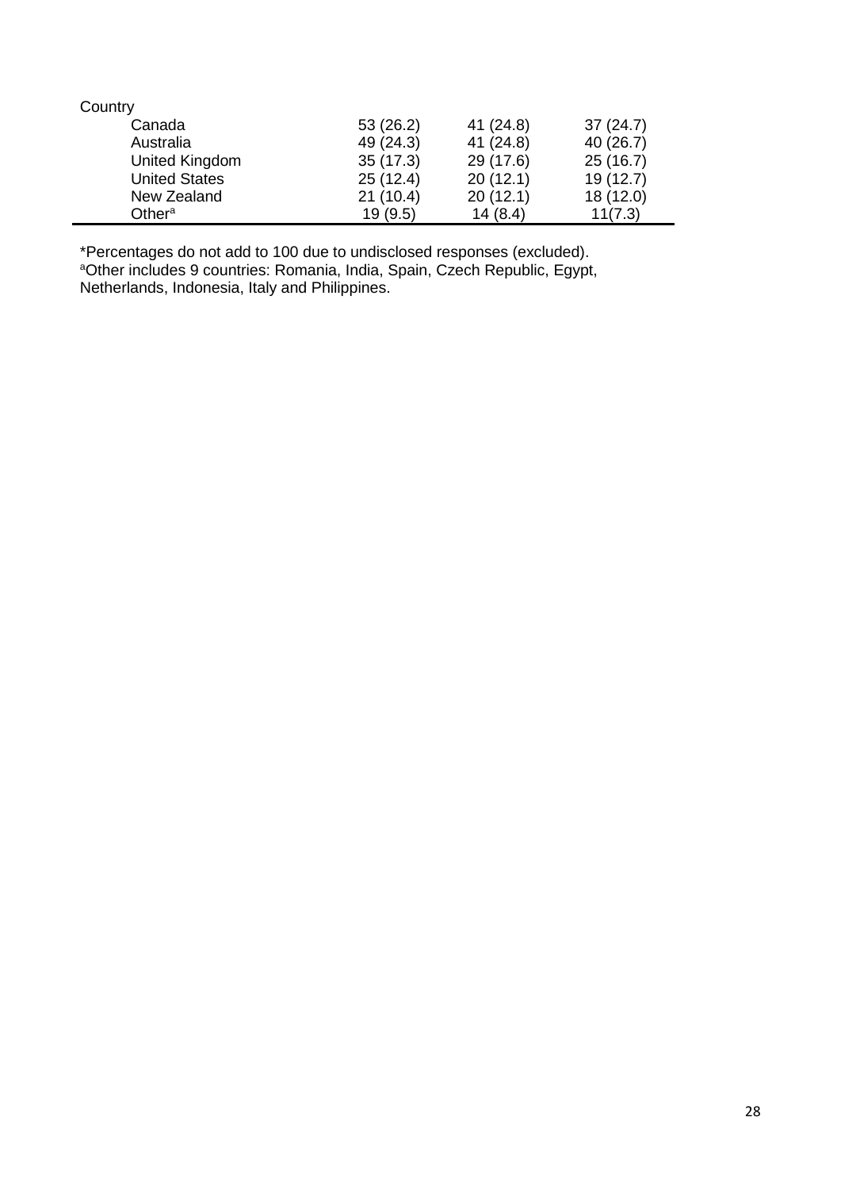| | | | |
|---|---|---|---|
| Country | | | |
| Canada | 53 (26.2) | 41 (24.8) | 37 (24.7) |
| Australia | 49 (24.3) | 41 (24.8) | 40 (26.7) |
| United Kingdom | 35 (17.3) | 29 (17.6) | 25 (16.7) |
| United States | 25 (12.4) | 20 (12.1) | 19 (12.7) |
| New Zealand | 21 (10.4) | 20 (12.1) | 18 (12.0) |
| Other[a] | 19 (9.5) | 14 (8.4) | 11(7.3) |

*Percentages do not add to 100 due to undisclosed responses (excluded).
[a]Other includes 9 countries: Romania, India, Spain, Czech Republic, Egypt, Netherlands, Indonesia, Italy and Philippines.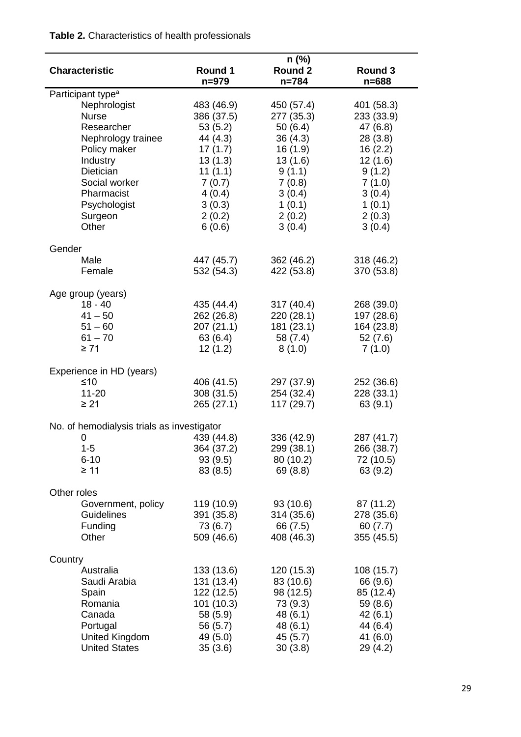**Table 2.** Characteristics of health professionals

| Characteristic | n (%) Round 1 n=979 | Round 2 n=784 | Round 3 n=688 |
|---|---|---|---|
| Participant type[a] | | | |
| Nephrologist | 483 (46.9) | 450 (57.4) | 401 (58.3) |
| Nurse | 386 (37.5) | 277 (35.3) | 233 (33.9) |
| Researcher | 53 (5.2) | 50 (6.4) | 47 (6.8) |
| Nephrology trainee | 44 (4.3) | 36 (4.3) | 28 (3.8) |
| Policy maker | 17 (1.7) | 16 (1.9) | 16 (2.2) |
| Industry | 13 (1.3) | 13 (1.6) | 12 (1.6) |
| Dietician | 11 (1.1) | 9 (1.1) | 9 (1.2) |
| Social worker | 7 (0.7) | 7 (0.8) | 7 (1.0) |
| Pharmacist | 4 (0.4) | 3 (0.4) | 3 (0.4) |
| Psychologist | 3 (0.3) | 1 (0.1) | 1 (0.1) |
| Surgeon | 2 (0.2) | 2 (0.2) | 2 (0.3) |
| Other | 6 (0.6) | 3 (0.4) | 3 (0.4) |
| Gender | | | |
| Male | 447 (45.7) | 362 (46.2) | 318 (46.2) |
| Female | 532 (54.3) | 422 (53.8) | 370 (53.8) |
| Age group (years) | | | |
| 18 - 40 | 435 (44.4) | 317 (40.4) | 268 (39.0) |
| 41 – 50 | 262 (26.8) | 220 (28.1) | 197 (28.6) |
| 51 – 60 | 207 (21.1) | 181 (23.1) | 164 (23.8) |
| 61 – 70 | 63 (6.4) | 58 (7.4) | 52 (7.6) |
| ≥ 71 | 12 (1.2) | 8 (1.0) | 7 (1.0) |
| Experience in HD (years) | | | |
| ≤10 | 406 (41.5) | 297 (37.9) | 252 (36.6) |
| 11-20 | 308 (31.5) | 254 (32.4) | 228 (33.1) |
| ≥ 21 | 265 (27.1) | 117 (29.7) | 63 (9.1) |
| No. of hemodialysis trials as investigator | | | |
| 0 | 439 (44.8) | 336 (42.9) | 287 (41.7) |
| 1-5 | 364 (37.2) | 299 (38.1) | 266 (38.7) |
| 6-10 | 93 (9.5) | 80 (10.2) | 72 (10.5) |
| ≥ 11 | 83 (8.5) | 69 (8.8) | 63 (9.2) |
| Other roles | | | |
| Government, policy | 119 (10.9) | 93 (10.6) | 87 (11.2) |
| Guidelines | 391 (35.8) | 314 (35.6) | 278 (35.6) |
| Funding | 73 (6.7) | 66 (7.5) | 60 (7.7) |
| Other | 509 (46.6) | 408 (46.3) | 355 (45.5) |
| Country | | | |
| Australia | 133 (13.6) | 120 (15.3) | 108 (15.7) |
| Saudi Arabia | 131 (13.4) | 83 (10.6) | 66 (9.6) |
| Spain | 122 (12.5) | 98 (12.5) | 85 (12.4) |
| Romania | 101 (10.3) | 73 (9.3) | 59 (8.6) |
| Canada | 58 (5.9) | 48 (6.1) | 42 (6.1) |
| Portugal | 56 (5.7) | 48 (6.1) | 44 (6.4) |
| United Kingdom | 49 (5.0) | 45 (5.7) | 41 (6.0) |
| United States | 35 (3.6) | 30 (3.8) | 29 (4.2) |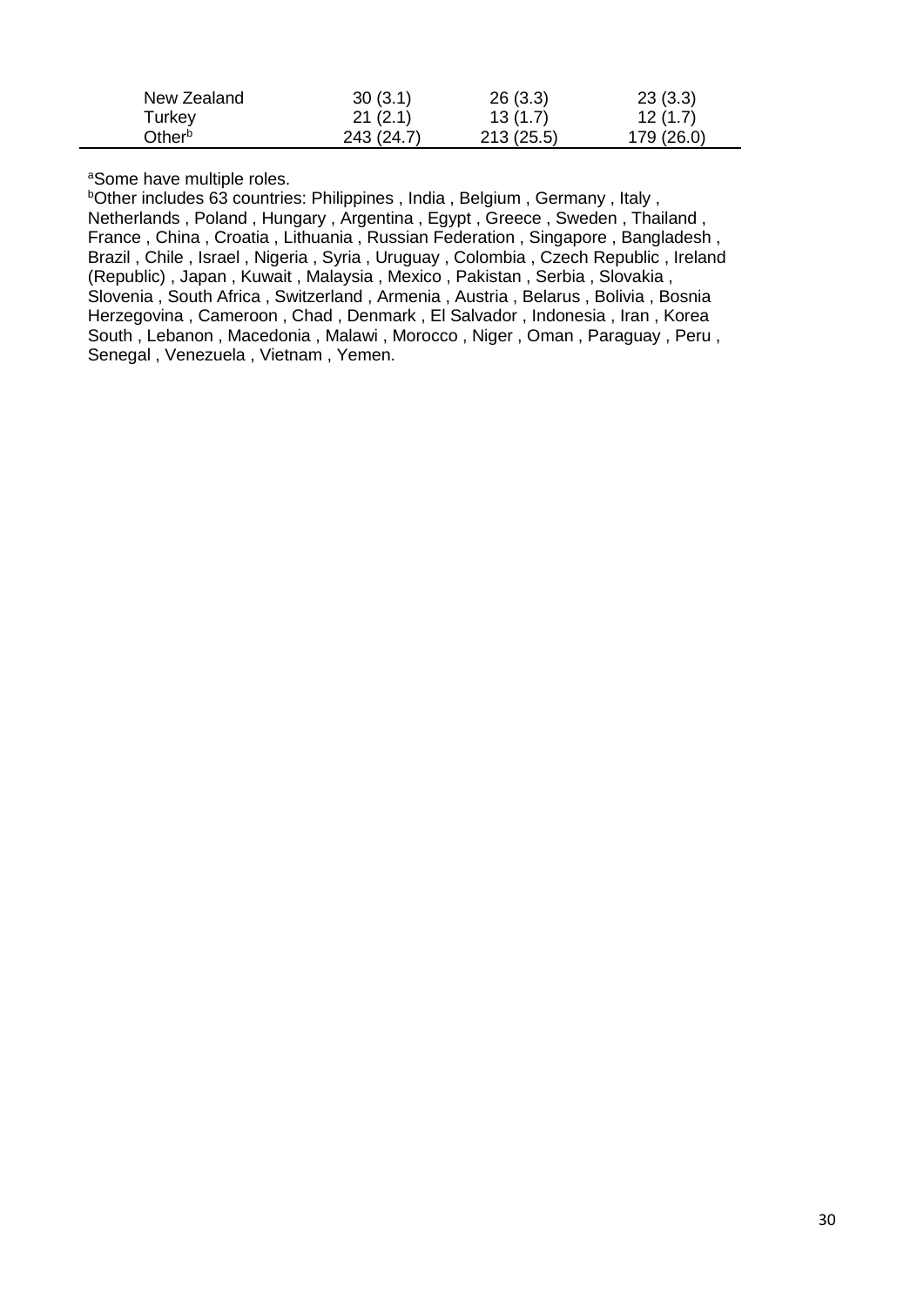| | | | |
|---|---|---|---|
| New Zealand | 30 (3.1) | 26 (3.3) | 23 (3.3) |
| Turkey | 21 (2.1) | 13 (1.7) | 12 (1.7) |
| Other[b] | 243 (24.7) | 213 (25.5) | 179 (26.0) |

[a]Some have multiple roles.

[b]Other includes 63 countries: Philippines , India , Belgium , Germany , Italy , Netherlands , Poland , Hungary , Argentina , Egypt , Greece , Sweden , Thailand , France , China , Croatia , Lithuania , Russian Federation , Singapore , Bangladesh , Brazil , Chile , Israel , Nigeria , Syria , Uruguay , Colombia , Czech Republic , Ireland (Republic) , Japan , Kuwait , Malaysia , Mexico , Pakistan , Serbia , Slovakia , Slovenia , South Africa , Switzerland , Armenia , Austria , Belarus , Bolivia , Bosnia Herzegovina , Cameroon , Chad , Denmark , El Salvador , Indonesia , Iran , Korea South , Lebanon , Macedonia , Malawi , Morocco , Niger , Oman , Paraguay , Peru , Senegal , Venezuela , Vietnam , Yemen.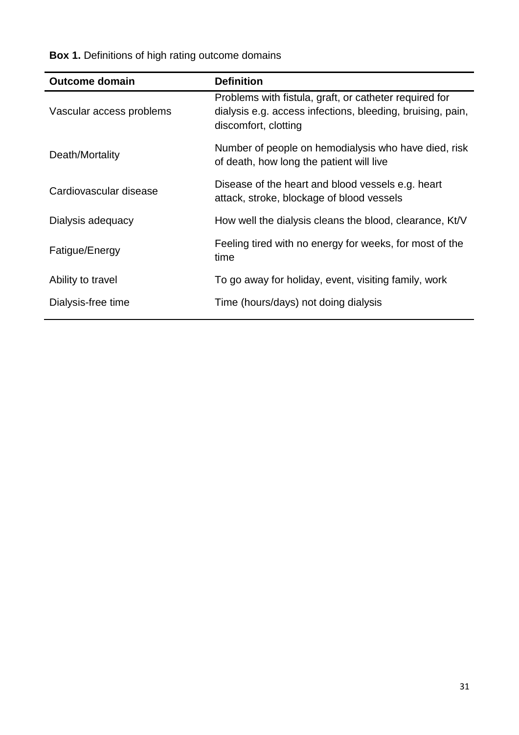**Box 1.** Definitions of high rating outcome domains

| Outcome domain | Definition |
| --- | --- |
| Vascular access problems | Problems with fistula, graft, or catheter required for dialysis e.g. access infections, bleeding, bruising, pain, discomfort, clotting |
| Death/Mortality | Number of people on hemodialysis who have died, risk of death, how long the patient will live |
| Cardiovascular disease | Disease of the heart and blood vessels e.g. heart attack, stroke, blockage of blood vessels |
| Dialysis adequacy | How well the dialysis cleans the blood, clearance, Kt/V |
| Fatigue/Energy | Feeling tired with no energy for weeks, for most of the time |
| Ability to travel | To go away for holiday, event, visiting family, work |
| Dialysis-free time | Time (hours/days) not doing dialysis |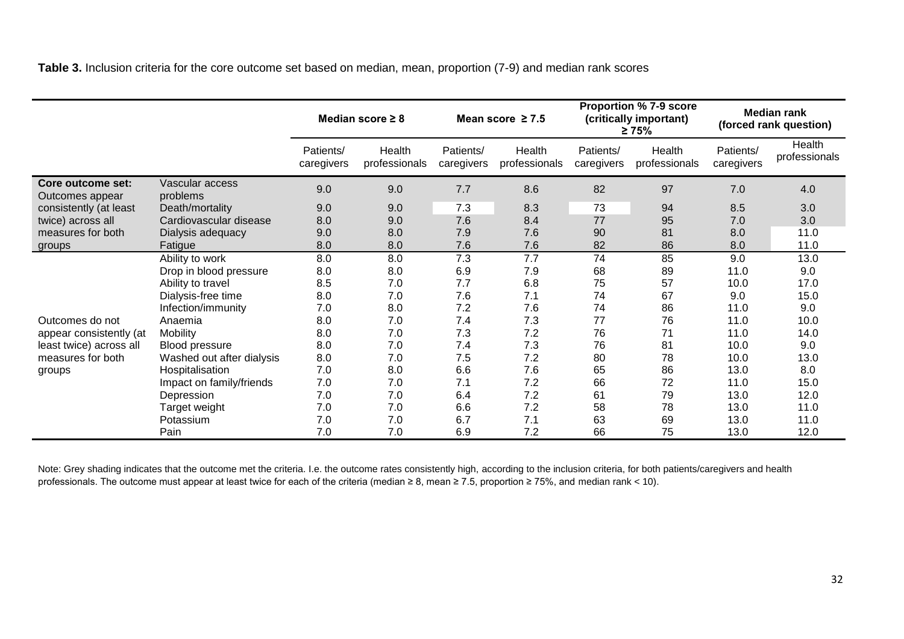**Table 3.** Inclusion criteria for the core outcome set based on median, mean, proportion (7-9) and median rank scores

| | | Median score ≥ 8 | | Mean score ≥ 7.5 | | Proportion % 7-9 score (critically important) ≥ 75% | | Median rank (forced rank question) | |
|---|---|---|---|---|---|---|---|---|---|
| | | Patients/ caregivers | Health professionals | Patients/ caregivers | Health professionals | Patients/ caregivers | Health professionals | Patients/ caregivers | Health professionals |
| **Core outcome set:** Outcomes appear consistently (at least twice) across all measures for both groups | Vascular access problems | 9.0 | 9.0 | 7.7 | 8.6 | 82 | 97 | 7.0 | 4.0 |
| | Death/mortality | 9.0 | 9.0 | 7.3 | 8.3 | 73 | 94 | 8.5 | 3.0 |
| | Cardiovascular disease | 8.0 | 9.0 | 7.6 | 8.4 | 77 | 95 | 7.0 | 3.0 |
| | Dialysis adequacy | 9.0 | 8.0 | 7.9 | 7.6 | 90 | 81 | 8.0 | 11.0 |
| | Fatigue | 8.0 | 8.0 | 7.6 | 7.6 | 82 | 86 | 8.0 | 11.0 |
| Outcomes do not appear consistently (at least twice) across all measures for both groups | Ability to work | 8.0 | 8.0 | 7.3 | 7.7 | 74 | 85 | 9.0 | 13.0 |
| | Drop in blood pressure | 8.0 | 8.0 | 6.9 | 7.9 | 68 | 89 | 11.0 | 9.0 |
| | Ability to travel | 8.5 | 7.0 | 7.7 | 6.8 | 75 | 57 | 10.0 | 17.0 |
| | Dialysis-free time | 8.0 | 7.0 | 7.6 | 7.1 | 74 | 67 | 9.0 | 15.0 |
| | Infection/immunity | 7.0 | 8.0 | 7.2 | 7.6 | 74 | 86 | 11.0 | 9.0 |
| | Anaemia | 8.0 | 7.0 | 7.4 | 7.3 | 77 | 76 | 11.0 | 10.0 |
| | Mobility | 8.0 | 7.0 | 7.3 | 7.2 | 76 | 71 | 11.0 | 14.0 |
| | Blood pressure | 8.0 | 7.0 | 7.4 | 7.3 | 76 | 81 | 10.0 | 9.0 |
| | Washed out after dialysis | 8.0 | 7.0 | 7.5 | 7.2 | 80 | 78 | 10.0 | 13.0 |
| | Hospitalisation | 7.0 | 8.0 | 6.6 | 7.6 | 65 | 86 | 13.0 | 8.0 |
| | Impact on family/friends | 7.0 | 7.0 | 7.1 | 7.2 | 66 | 72 | 11.0 | 15.0 |
| | Depression | 7.0 | 7.0 | 6.4 | 7.2 | 61 | 79 | 13.0 | 12.0 |
| | Target weight | 7.0 | 7.0 | 6.6 | 7.2 | 58 | 78 | 13.0 | 11.0 |
| | Potassium | 7.0 | 7.0 | 6.7 | 7.1 | 63 | 69 | 13.0 | 11.0 |
| | Pain | 7.0 | 7.0 | 6.9 | 7.2 | 66 | 75 | 13.0 | 12.0 |

Note: Grey shading indicates that the outcome met the criteria. I.e. the outcome rates consistently high, according to the inclusion criteria, for both patients/caregivers and health professionals. The outcome must appear at least twice for each of the criteria (median ≥ 8, mean ≥ 7.5, proportion ≥ 75%, and median rank < 10).